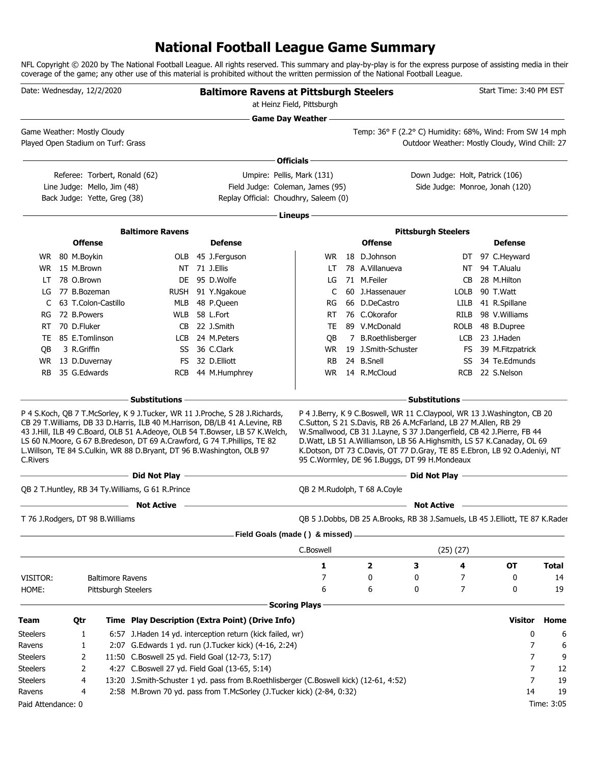# National Football League Game Summary

NFL Copyright © 2020 by The National Football League. All rights reserved. This summary and play-by-play is for the express purpose of assisting media in their coverage of the game; any other use of this material is prohibited without the written permission of the National Football League.

Date: Wednesday, 12/2/2020

**Baltimore Ravens at Pittsburgh Steelers**

at Heinz Field, Pittsburgh

Start Time: 3:40 PM EST

## Game Day Weather

Game Weather: Mostly Cloudy

Played Open Stadium on Turf: Grass

Temp: 36° F (2.2° C) Humidity: 68%, Wind: From SW 14 mph

Outdoor Weather: Mostly Cloudy, Wind Chill: 27

## Officials

| | | |
|---|---|---|
| Referee: Torbert, Ronald (62) | Umpire: Pellis, Mark (131) | Down Judge: Holt, Patrick (106) |
| Line Judge: Mello, Jim (48) | Field Judge: Coleman, James (95) | Side Judge: Monroe, Jonah (120) |
| Back Judge: Yette, Greg (38) | Replay Official: Choudhry, Saleem (0) | |

## Lineups

### Baltimore Ravens

| Offense | | | Defense | | |
|---|---|---|---|---|---|
| WR | 80 | M.Boykin | OLB | 45 | J.Ferguson |
| WR | 15 | M.Brown | NT | 71 | J.Ellis |
| LT | 78 | O.Brown | DE | 95 | D.Wolfe |
| LG | 77 | B.Bozeman | RUSH | 91 | Y.Ngakoue |
| C | 63 | T.Colon-Castillo | MLB | 48 | P.Queen |
| RG | 72 | B.Powers | WLB | 58 | L.Fort |
| RT | 70 | D.Fluker | CB | 22 | J.Smith |
| TE | 85 | E.Tomlinson | LCB | 24 | M.Peters |
| QB | 3 | R.Griffin | SS | 36 | C.Clark |
| WR | 13 | D.Duvernay | FS | 32 | D.Elliott |
| RB | 35 | G.Edwards | RCB | 44 | M.Humphrey |

### Pittsburgh Steelers

| Offense | | | Defense | | |
|---|---|---|---|---|---|
| WR | 18 | D.Johnson | DT | 97 | C.Heyward |
| LT | 78 | A.Villanueva | NT | 94 | T.Alualu |
| LG | 71 | M.Feiler | CB | 28 | M.Hilton |
| C | 60 | J.Hassenauer | LOLB | 90 | T.Watt |
| RG | 66 | D.DeCastro | LILB | 41 | R.Spillane |
| RT | 76 | C.Okorafor | RILB | 98 | V.Williams |
| TE | 89 | V.McDonald | ROLB | 48 | B.Dupree |
| QB | 7 | B.Roethlisberger | LCB | 23 | J.Haden |
| WR | 19 | J.Smith-Schuster | FS | 39 | M.Fitzpatrick |
| RB | 24 | B.Snell | SS | 34 | Te.Edmunds |
| WR | 14 | R.McCloud | RCB | 22 | S.Nelson |

### Substitutions

**Baltimore Ravens:** P 4 S.Koch, QB 7 T.McSorley, K 9 J.Tucker, WR 11 J.Proche, S 28 J.Richards, CB 29 T.Williams, DB 33 D.Harris, ILB 40 M.Harrison, DB/LB 41 A.Levine, RB 43 J.Hill, ILB 49 C.Board, OLB 51 A.Adeoye, OLB 54 T.Bowser, LB 57 K.Welch, LS 60 N.Moore, G 67 B.Bredeson, DT 69 A.Crawford, G 74 T.Phillips, TE 82 L.Willson, TE 84 S.Culkin, WR 88 D.Bryant, DT 96 B.Washington, OLB 97 C.Rivers

**Pittsburgh Steelers:** P 4 J.Berry, K 9 C.Boswell, WR 11 C.Claypool, WR 13 J.Washington, CB 20 C.Sutton, S 21 S.Davis, RB 26 A.McFarland, LB 27 M.Allen, RB 29 W.Smallwood, CB 31 J.Layne, S 37 J.Dangerfield, CB 42 J.Pierre, FB 44 D.Watt, LB 51 A.Williamson, LB 56 A.Highsmith, LS 57 K.Canaday, OL 69 K.Dotson, DT 73 C.Davis, OT 77 D.Gray, TE 85 E.Ebron, LB 92 O.Adeniyi, NT 95 C.Wormley, DE 96 I.Buggs, DT 99 H.Mondeaux

### Did Not Play

**Baltimore Ravens:** QB 2 T.Huntley, RB 34 Ty.Williams, G 61 R.Prince

**Pittsburgh Steelers:** QB 2 M.Rudolph, T 68 A.Coyle

### Not Active

**Baltimore Ravens:** T 76 J.Rodgers, DT 98 B.Williams

**Pittsburgh Steelers:** QB 5 J.Dobbs, DB 25 A.Brooks, RB 38 J.Samuels, LB 45 J.Elliott, TE 87 K.Rader

## Field Goals (made ( ) & missed)

C.Boswell (25) (27)

| | | 1 | 2 | 3 | 4 | OT | Total |
|---|---|---|---|---|---|---|---|
| VISITOR: | Baltimore Ravens | 7 | 0 | 0 | 7 | 0 | 14 |
| HOME: | Pittsburgh Steelers | 6 | 6 | 0 | 7 | 0 | 19 |

## Scoring Plays

| Team | Qtr | Time | Play Description (Extra Point) (Drive Info) | Visitor | Home |
|---|---|---|---|---|---|
| Steelers | 1 | 6:57 | J.Haden 14 yd. interception return (kick failed, wr) | 0 | 6 |
| Ravens | 1 | 2:07 | G.Edwards 1 yd. run (J.Tucker kick) (4-16, 2:24) | 7 | 6 |
| Steelers | 2 | 11:50 | C.Boswell 25 yd. Field Goal (12-73, 5:17) | 7 | 9 |
| Steelers | 2 | 4:27 | C.Boswell 27 yd. Field Goal (13-65, 5:14) | 7 | 12 |
| Steelers | 4 | 13:20 | J.Smith-Schuster 1 yd. pass from B.Roethlisberger (C.Boswell kick) (12-61, 4:52) | 7 | 19 |
| Ravens | 4 | 2:58 | M.Brown 70 yd. pass from T.McSorley (J.Tucker kick) (2-84, 0:32) | 14 | 19 |

Paid Attendance: 0

Time: 3:05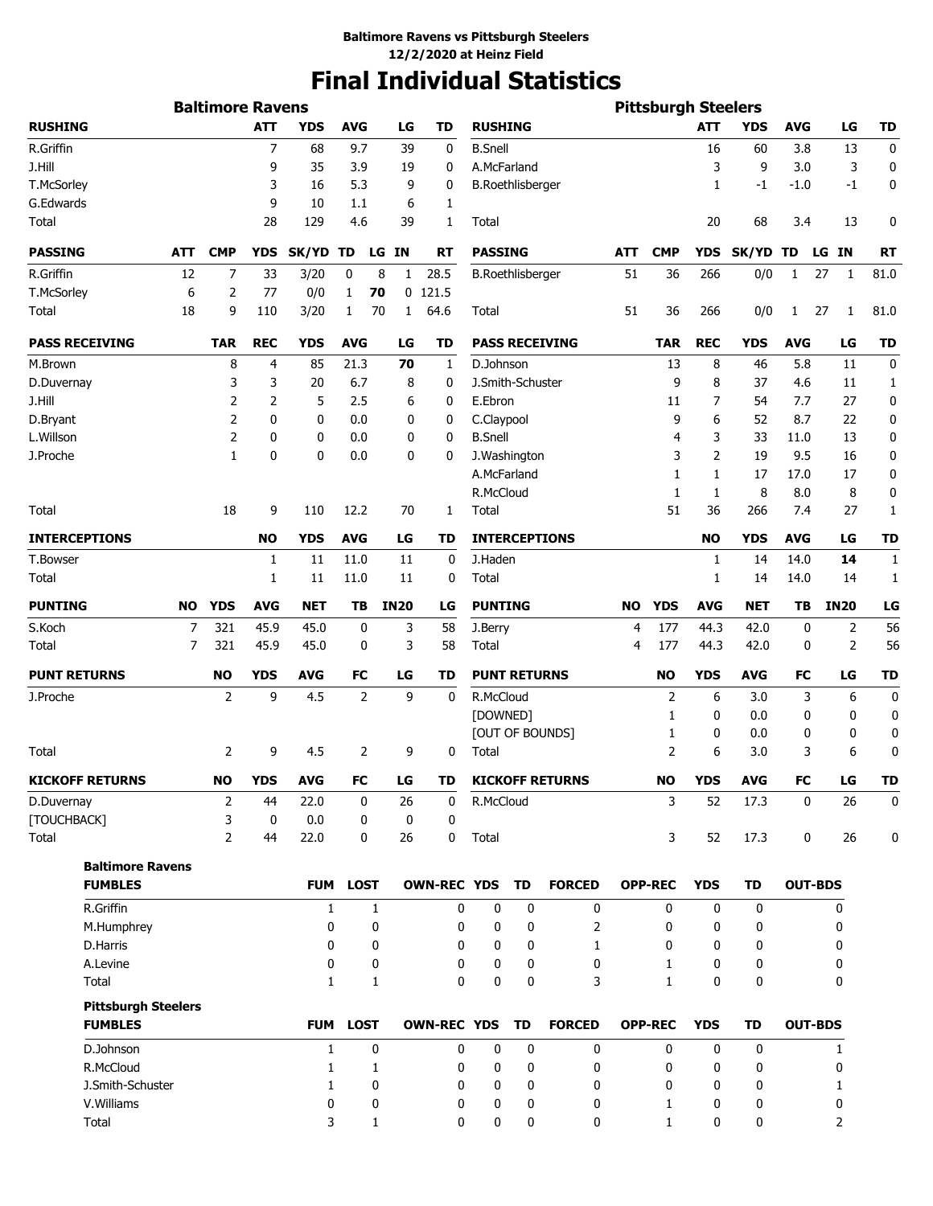**Baltimore Ravens vs Pittsburgh Steelers**
**12/2/2020 at Heinz Field**

# Final Individual Statistics

## Baltimore Ravens

| RUSHING | ATT | YDS | AVG | LG | TD |
|---|---|---|---|---|---|
| R.Griffin | 7 | 68 | 9.7 | 39 | 0 |
| J.Hill | 9 | 35 | 3.9 | 19 | 0 |
| T.McSorley | 3 | 16 | 5.3 | 9 | 0 |
| G.Edwards | 9 | 10 | 1.1 | 6 | 1 |
| Total | 28 | 129 | 4.6 | 39 | 1 |

| PASSING | ATT | CMP | YDS | SK/YD | TD | LG | IN | RT |
|---|---|---|---|---|---|---|---|---|
| R.Griffin | 12 | 7 | 33 | 3/20 | 0 | 8 | 1 | 28.5 |
| T.McSorley | 6 | 2 | 77 | 0/0 | 1 | **70** | 0 | 121.5 |
| Total | 18 | 9 | 110 | 3/20 | 1 | 70 | 1 | 64.6 |

| PASS RECEIVING | TAR | REC | YDS | AVG | LG | TD |
|---|---|---|---|---|---|---|
| M.Brown | 8 | 4 | 85 | 21.3 | **70** | 1 |
| D.Duvernay | 3 | 3 | 20 | 6.7 | 8 | 0 |
| J.Hill | 2 | 2 | 5 | 2.5 | 6 | 0 |
| D.Bryant | 2 | 0 | 0 | 0.0 | 0 | 0 |
| L.Willson | 2 | 0 | 0 | 0.0 | 0 | 0 |
| J.Proche | 1 | 0 | 0 | 0.0 | 0 | 0 |
| Total | 18 | 9 | 110 | 12.2 | 70 | 1 |

| INTERCEPTIONS | NO | YDS | AVG | LG | TD |
|---|---|---|---|---|---|
| T.Bowser | 1 | 11 | 11.0 | 11 | 0 |
| Total | 1 | 11 | 11.0 | 11 | 0 |

| PUNTING | NO | YDS | AVG | NET | TB | IN20 | LG |
|---|---|---|---|---|---|---|---|
| S.Koch | 7 | 321 | 45.9 | 45.0 | 0 | 3 | 58 |
| Total | 7 | 321 | 45.9 | 45.0 | 0 | 3 | 58 |

| PUNT RETURNS | NO | YDS | AVG | FC | LG | TD |
|---|---|---|---|---|---|---|
| J.Proche | 2 | 9 | 4.5 | 2 | 9 | 0 |
| Total | 2 | 9 | 4.5 | 2 | 9 | 0 |

| KICKOFF RETURNS | NO | YDS | AVG | FC | LG | TD |
|---|---|---|---|---|---|---|
| D.Duvernay | 2 | 44 | 22.0 | 0 | 26 | 0 |
| [TOUCHBACK] | 3 | 0 | 0.0 | 0 | 0 | 0 |
| Total | 2 | 44 | 22.0 | 0 | 26 | 0 |

## Pittsburgh Steelers

| RUSHING | ATT | YDS | AVG | LG | TD |
|---|---|---|---|---|---|
| B.Snell | 16 | 60 | 3.8 | 13 | 0 |
| A.McFarland | 3 | 9 | 3.0 | 3 | 0 |
| B.Roethlisberger | 1 | -1 | -1.0 | -1 | 0 |
| Total | 20 | 68 | 3.4 | 13 | 0 |

| PASSING | ATT | CMP | YDS | SK/YD | TD | LG | IN | RT |
|---|---|---|---|---|---|---|---|---|
| B.Roethlisberger | 51 | 36 | 266 | 0/0 | 1 | 27 | 1 | 81.0 |
| Total | 51 | 36 | 266 | 0/0 | 1 | 27 | 1 | 81.0 |

| PASS RECEIVING | TAR | REC | YDS | AVG | LG | TD |
|---|---|---|---|---|---|---|
| D.Johnson | 13 | 8 | 46 | 5.8 | 11 | 0 |
| J.Smith-Schuster | 9 | 8 | 37 | 4.6 | 11 | 1 |
| E.Ebron | 11 | 7 | 54 | 7.7 | 27 | 0 |
| C.Claypool | 9 | 6 | 52 | 8.7 | 22 | 0 |
| B.Snell | 4 | 3 | 33 | 11.0 | 13 | 0 |
| J.Washington | 3 | 2 | 19 | 9.5 | 16 | 0 |
| A.McFarland | 1 | 1 | 17 | 17.0 | 17 | 0 |
| R.McCloud | 1 | 1 | 8 | 8.0 | 8 | 0 |
| Total | 51 | 36 | 266 | 7.4 | 27 | 1 |

| INTERCEPTIONS | NO | YDS | AVG | LG | TD |
|---|---|---|---|---|---|
| J.Haden | 1 | 14 | 14.0 | **14** | 1 |
| Total | 1 | 14 | 14.0 | 14 | 1 |

| PUNTING | NO | YDS | AVG | NET | TB | IN20 | LG |
|---|---|---|---|---|---|---|---|
| J.Berry | 4 | 177 | 44.3 | 42.0 | 0 | 2 | 56 |
| Total | 4 | 177 | 44.3 | 42.0 | 0 | 2 | 56 |

| PUNT RETURNS | NO | YDS | AVG | FC | LG | TD |
|---|---|---|---|---|---|---|
| R.McCloud | 2 | 6 | 3.0 | 3 | 6 | 0 |
| [DOWNED] | 1 | 0 | 0.0 | 0 | 0 | 0 |
| [OUT OF BOUNDS] | 1 | 0 | 0.0 | 0 | 0 | 0 |
| Total | 2 | 6 | 3.0 | 3 | 6 | 0 |

| KICKOFF RETURNS | NO | YDS | AVG | FC | LG | TD |
|---|---|---|---|---|---|---|
| R.McCloud | 3 | 52 | 17.3 | 0 | 26 | 0 |
| Total | 3 | 52 | 17.3 | 0 | 26 | 0 |

## Baltimore Ravens

| FUMBLES | FUM | LOST | OWN-REC | YDS | TD | FORCED | OPP-REC | YDS | TD | OUT-BDS |
|---|---|---|---|---|---|---|---|---|---|---|
| R.Griffin | 1 | 1 | 0 | 0 | 0 | 0 | 0 | 0 | 0 | 0 |
| M.Humphrey | 0 | 0 | 0 | 0 | 0 | 2 | 0 | 0 | 0 | 0 |
| D.Harris | 0 | 0 | 0 | 0 | 0 | 1 | 0 | 0 | 0 | 0 |
| A.Levine | 0 | 0 | 0 | 0 | 0 | 0 | 1 | 0 | 0 | 0 |
| Total | 1 | 1 | 0 | 0 | 0 | 3 | 1 | 0 | 0 | 0 |

## Pittsburgh Steelers

| FUMBLES | FUM | LOST | OWN-REC | YDS | TD | FORCED | OPP-REC | YDS | TD | OUT-BDS |
|---|---|---|---|---|---|---|---|---|---|---|
| D.Johnson | 1 | 0 | 0 | 0 | 0 | 0 | 0 | 0 | 0 | 1 |
| R.McCloud | 1 | 1 | 0 | 0 | 0 | 0 | 0 | 0 | 0 | 0 |
| J.Smith-Schuster | 1 | 0 | 0 | 0 | 0 | 0 | 0 | 0 | 0 | 1 |
| V.Williams | 0 | 0 | 0 | 0 | 0 | 0 | 1 | 0 | 0 | 0 |
| Total | 3 | 1 | 0 | 0 | 0 | 0 | 1 | 0 | 0 | 2 |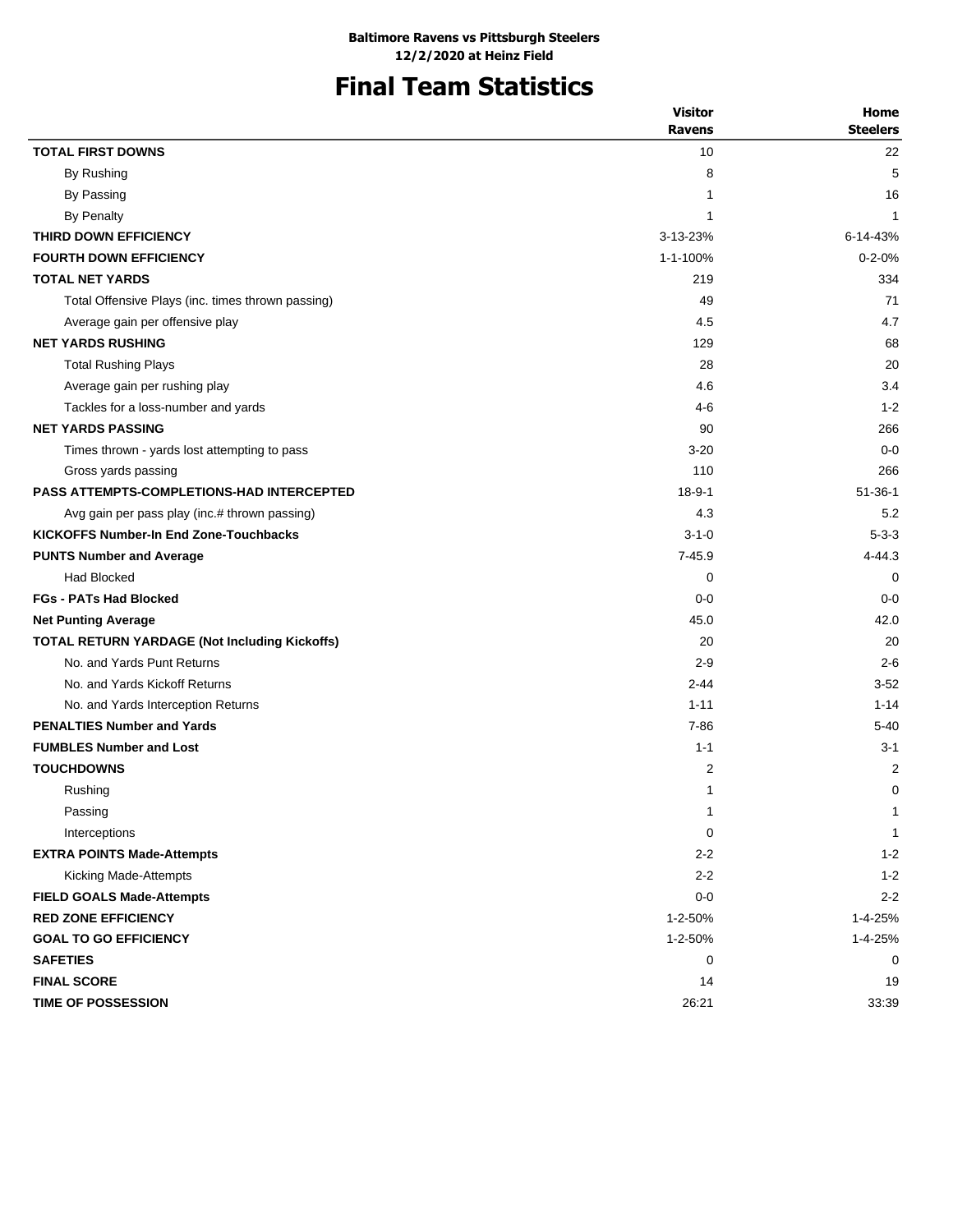**Baltimore Ravens vs Pittsburgh Steelers**
**12/2/2020 at Heinz Field**

# Final Team Statistics

| | Visitor Ravens | Home Steelers |
|---|---|---|
| **TOTAL FIRST DOWNS** | 10 | 22 |
| By Rushing | 8 | 5 |
| By Passing | 1 | 16 |
| By Penalty | 1 | 1 |
| **THIRD DOWN EFFICIENCY** | 3-13-23% | 6-14-43% |
| **FOURTH DOWN EFFICIENCY** | 1-1-100% | 0-2-0% |
| **TOTAL NET YARDS** | 219 | 334 |
| Total Offensive Plays (inc. times thrown passing) | 49 | 71 |
| Average gain per offensive play | 4.5 | 4.7 |
| **NET YARDS RUSHING** | 129 | 68 |
| Total Rushing Plays | 28 | 20 |
| Average gain per rushing play | 4.6 | 3.4 |
| Tackles for a loss-number and yards | 4-6 | 1-2 |
| **NET YARDS PASSING** | 90 | 266 |
| Times thrown - yards lost attempting to pass | 3-20 | 0-0 |
| Gross yards passing | 110 | 266 |
| **PASS ATTEMPTS-COMPLETIONS-HAD INTERCEPTED** | 18-9-1 | 51-36-1 |
| Avg gain per pass play (inc.# thrown passing) | 4.3 | 5.2 |
| **KICKOFFS Number-In End Zone-Touchbacks** | 3-1-0 | 5-3-3 |
| **PUNTS Number and Average** | 7-45.9 | 4-44.3 |
| Had Blocked | 0 | 0 |
| **FGs - PATs Had Blocked** | 0-0 | 0-0 |
| **Net Punting Average** | 45.0 | 42.0 |
| **TOTAL RETURN YARDAGE (Not Including Kickoffs)** | 20 | 20 |
| No. and Yards Punt Returns | 2-9 | 2-6 |
| No. and Yards Kickoff Returns | 2-44 | 3-52 |
| No. and Yards Interception Returns | 1-11 | 1-14 |
| **PENALTIES Number and Yards** | 7-86 | 5-40 |
| **FUMBLES Number and Lost** | 1-1 | 3-1 |
| **TOUCHDOWNS** | 2 | 2 |
| Rushing | 1 | 0 |
| Passing | 1 | 1 |
| Interceptions | 0 | 1 |
| **EXTRA POINTS Made-Attempts** | 2-2 | 1-2 |
| Kicking Made-Attempts | 2-2 | 1-2 |
| **FIELD GOALS Made-Attempts** | 0-0 | 2-2 |
| **RED ZONE EFFICIENCY** | 1-2-50% | 1-4-25% |
| **GOAL TO GO EFFICIENCY** | 1-2-50% | 1-4-25% |
| **SAFETIES** | 0 | 0 |
| **FINAL SCORE** | 14 | 19 |
| **TIME OF POSSESSION** | 26:21 | 33:39 |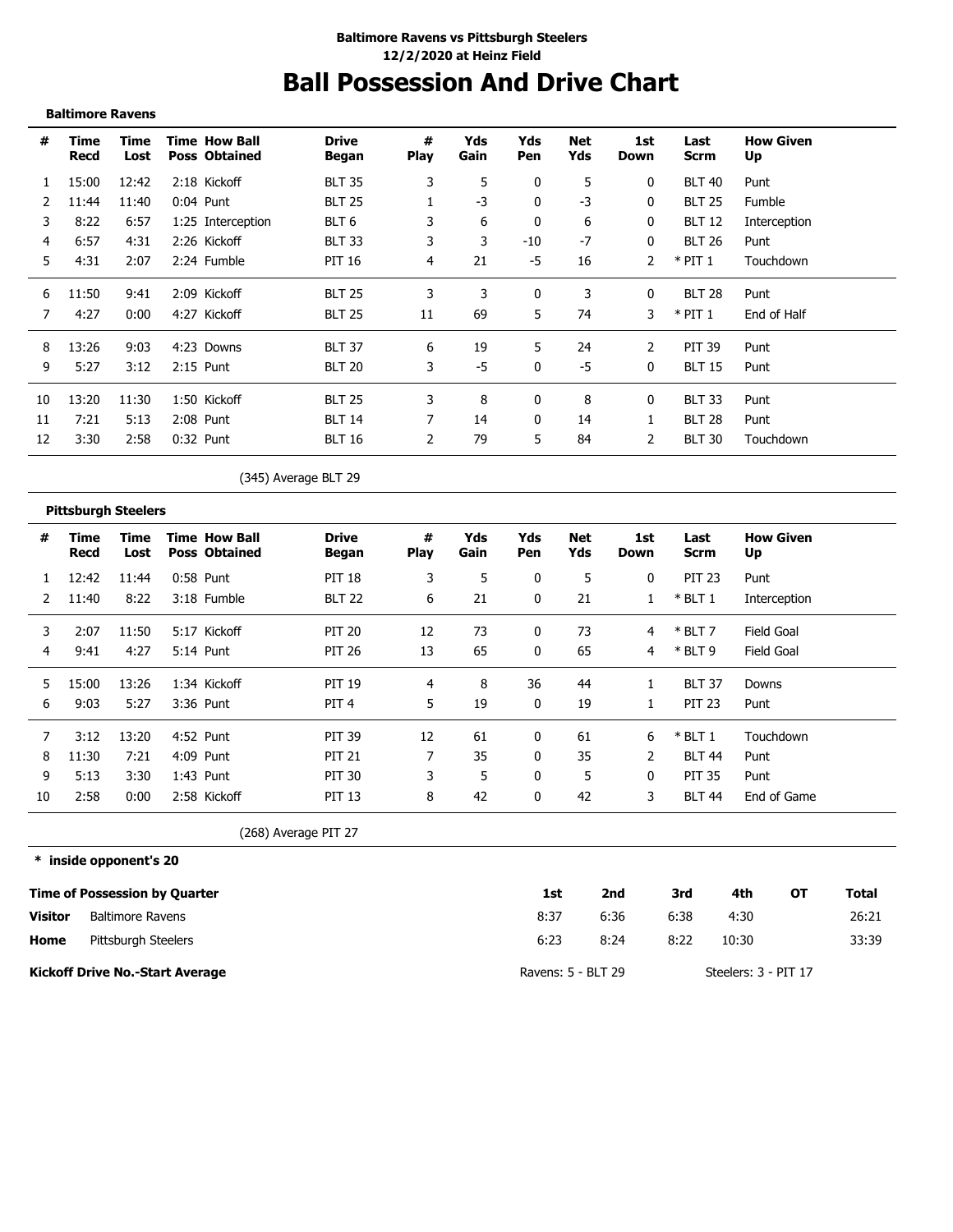**Baltimore Ravens vs Pittsburgh Steelers**
**12/2/2020 at Heinz Field**

# Ball Possession And Drive Chart

**Baltimore Ravens**

| # | Time Recd | Time Lost | Time Poss | How Ball Obtained | Drive Began | # Play | Yds Gain | Yds Pen | Net Yds | 1st Down | Last Scrm | How Given Up |
|---|---|---|---|---|---|---|---|---|---|---|---|---|
| 1 | 15:00 | 12:42 | 2:18 | Kickoff | BLT 35 | 3 | 5 | 0 | 5 | 0 | BLT 40 | Punt |
| 2 | 11:44 | 11:40 | 0:04 | Punt | BLT 25 | 1 | -3 | 0 | -3 | 0 | BLT 25 | Fumble |
| 3 | 8:22 | 6:57 | 1:25 | Interception | BLT 6 | 3 | 6 | 0 | 6 | 0 | BLT 12 | Interception |
| 4 | 6:57 | 4:31 | 2:26 | Kickoff | BLT 33 | 3 | 3 | -10 | -7 | 0 | BLT 26 | Punt |
| 5 | 4:31 | 2:07 | 2:24 | Fumble | PIT 16 | 4 | 21 | -5 | 16 | 2 | * PIT 1 | Touchdown |
| 6 | 11:50 | 9:41 | 2:09 | Kickoff | BLT 25 | 3 | 3 | 0 | 3 | 0 | BLT 28 | Punt |
| 7 | 4:27 | 0:00 | 4:27 | Kickoff | BLT 25 | 11 | 69 | 5 | 74 | 3 | * PIT 1 | End of Half |
| 8 | 13:26 | 9:03 | 4:23 | Downs | BLT 37 | 6 | 19 | 5 | 24 | 2 | PIT 39 | Punt |
| 9 | 5:27 | 3:12 | 2:15 | Punt | BLT 20 | 3 | -5 | 0 | -5 | 0 | BLT 15 | Punt |
| 10 | 13:20 | 11:30 | 1:50 | Kickoff | BLT 25 | 3 | 8 | 0 | 8 | 0 | BLT 33 | Punt |
| 11 | 7:21 | 5:13 | 2:08 | Punt | BLT 14 | 7 | 14 | 0 | 14 | 1 | BLT 28 | Punt |
| 12 | 3:30 | 2:58 | 0:32 | Punt | BLT 16 | 2 | 79 | 5 | 84 | 2 | BLT 30 | Touchdown |

(345) Average BLT 29

**Pittsburgh Steelers**

| # | Time Recd | Time Lost | Time Poss | How Ball Obtained | Drive Began | # Play | Yds Gain | Yds Pen | Net Yds | 1st Down | Last Scrm | How Given Up |
|---|---|---|---|---|---|---|---|---|---|---|---|---|
| 1 | 12:42 | 11:44 | 0:58 | Punt | PIT 18 | 3 | 5 | 0 | 5 | 0 | PIT 23 | Punt |
| 2 | 11:40 | 8:22 | 3:18 | Fumble | BLT 22 | 6 | 21 | 0 | 21 | 1 | * BLT 1 | Interception |
| 3 | 2:07 | 11:50 | 5:17 | Kickoff | PIT 20 | 12 | 73 | 0 | 73 | 4 | * BLT 7 | Field Goal |
| 4 | 9:41 | 4:27 | 5:14 | Punt | PIT 26 | 13 | 65 | 0 | 65 | 4 | * BLT 9 | Field Goal |
| 5 | 15:00 | 13:26 | 1:34 | Kickoff | PIT 19 | 4 | 8 | 36 | 44 | 1 | BLT 37 | Downs |
| 6 | 9:03 | 5:27 | 3:36 | Punt | PIT 4 | 5 | 19 | 0 | 19 | 1 | PIT 23 | Punt |
| 7 | 3:12 | 13:20 | 4:52 | Punt | PIT 39 | 12 | 61 | 0 | 61 | 6 | * BLT 1 | Touchdown |
| 8 | 11:30 | 7:21 | 4:09 | Punt | PIT 21 | 7 | 35 | 0 | 35 | 2 | BLT 44 | Punt |
| 9 | 5:13 | 3:30 | 1:43 | Punt | PIT 30 | 3 | 5 | 0 | 5 | 0 | PIT 35 | Punt |
| 10 | 2:58 | 0:00 | 2:58 | Kickoff | PIT 13 | 8 | 42 | 0 | 42 | 3 | BLT 44 | End of Game |

(268) Average PIT 27

**\* inside opponent's 20**

| Time of Possession by Quarter | | 1st | 2nd | 3rd | 4th | OT | Total |
|---|---|---|---|---|---|---|---|
| **Visitor** | Baltimore Ravens | 8:37 | 6:36 | 6:38 | 4:30 | | 26:21 |
| **Home** | Pittsburgh Steelers | 6:23 | 8:24 | 8:22 | 10:30 | | 33:39 |

**Kickoff Drive No.-Start Average** Ravens: 5 - BLT 29 Steelers: 3 - PIT 17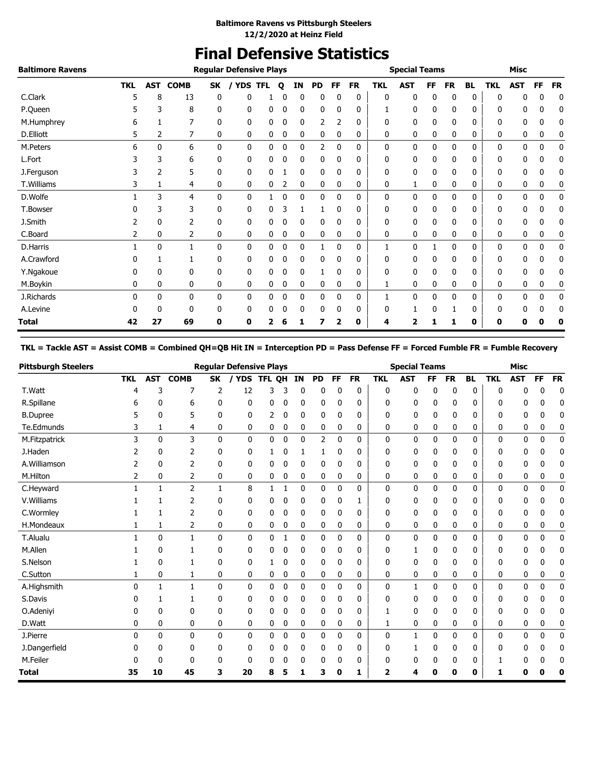**Baltimore Ravens vs Pittsburgh Steelers**
**12/2/2020 at Heinz Field**

# Final Defensive Statistics

| Baltimore Ravens | Regular Defensive Plays | | | | | | | | | | | Special Teams | | | | | | Misc | | | |
|---|---|---|---|---|---|---|---|---|---|---|---|---|---|---|---|---|---|---|---|---|---|
| | TKL | AST | COMB | SK | / YDS | TFL | Q | IN | PD | FF | FR | TKL | AST | FF | FR | BL | TKL | AST | FF | FR |
| C.Clark | 5 | 8 | 13 | 0 | 0 | 1 | 0 | 0 | 0 | 0 | 0 | 0 | 0 | 0 | 0 | 0 | 0 | 0 | 0 | 0 |
| P.Queen | 5 | 3 | 8 | 0 | 0 | 0 | 0 | 0 | 0 | 0 | 0 | 1 | 0 | 0 | 0 | 0 | 0 | 0 | 0 | 0 |
| M.Humphrey | 6 | 1 | 7 | 0 | 0 | 0 | 0 | 0 | 2 | 2 | 0 | 0 | 0 | 0 | 0 | 0 | 0 | 0 | 0 | 0 |
| D.Elliott | 5 | 2 | 7 | 0 | 0 | 0 | 0 | 0 | 0 | 0 | 0 | 0 | 0 | 0 | 0 | 0 | 0 | 0 | 0 | 0 |
| M.Peters | 6 | 0 | 6 | 0 | 0 | 0 | 0 | 0 | 2 | 0 | 0 | 0 | 0 | 0 | 0 | 0 | 0 | 0 | 0 | 0 |
| L.Fort | 3 | 3 | 6 | 0 | 0 | 0 | 0 | 0 | 0 | 0 | 0 | 0 | 0 | 0 | 0 | 0 | 0 | 0 | 0 | 0 |
| J.Ferguson | 3 | 2 | 5 | 0 | 0 | 0 | 1 | 0 | 0 | 0 | 0 | 0 | 0 | 0 | 0 | 0 | 0 | 0 | 0 | 0 |
| T.Williams | 3 | 1 | 4 | 0 | 0 | 0 | 2 | 0 | 0 | 0 | 0 | 0 | 1 | 0 | 0 | 0 | 0 | 0 | 0 | 0 |
| D.Wolfe | 1 | 3 | 4 | 0 | 0 | 1 | 0 | 0 | 0 | 0 | 0 | 0 | 0 | 0 | 0 | 0 | 0 | 0 | 0 | 0 |
| T.Bowser | 0 | 3 | 3 | 0 | 0 | 0 | 3 | 1 | 1 | 0 | 0 | 0 | 0 | 0 | 0 | 0 | 0 | 0 | 0 | 0 |
| J.Smith | 2 | 0 | 2 | 0 | 0 | 0 | 0 | 0 | 0 | 0 | 0 | 0 | 0 | 0 | 0 | 0 | 0 | 0 | 0 | 0 |
| C.Board | 2 | 0 | 2 | 0 | 0 | 0 | 0 | 0 | 0 | 0 | 0 | 0 | 0 | 0 | 0 | 0 | 0 | 0 | 0 | 0 |
| D.Harris | 1 | 0 | 1 | 0 | 0 | 0 | 0 | 0 | 1 | 0 | 0 | 1 | 0 | 1 | 0 | 0 | 0 | 0 | 0 | 0 |
| A.Crawford | 0 | 1 | 1 | 0 | 0 | 0 | 0 | 0 | 0 | 0 | 0 | 0 | 0 | 0 | 0 | 0 | 0 | 0 | 0 | 0 |
| Y.Ngakoue | 0 | 0 | 0 | 0 | 0 | 0 | 0 | 0 | 1 | 0 | 0 | 0 | 0 | 0 | 0 | 0 | 0 | 0 | 0 | 0 |
| M.Boykin | 0 | 0 | 0 | 0 | 0 | 0 | 0 | 0 | 0 | 0 | 0 | 1 | 0 | 0 | 0 | 0 | 0 | 0 | 0 | 0 |
| J.Richards | 0 | 0 | 0 | 0 | 0 | 0 | 0 | 0 | 0 | 0 | 0 | 1 | 0 | 0 | 0 | 0 | 0 | 0 | 0 | 0 |
| A.Levine | 0 | 0 | 0 | 0 | 0 | 0 | 0 | 0 | 0 | 0 | 0 | 0 | 1 | 0 | 1 | 0 | 0 | 0 | 0 | 0 |
| **Total** | **42** | **27** | **69** | **0** | **0** | **2** | **6** | **1** | **7** | **2** | **0** | **4** | **2** | **1** | **1** | **0** | **0** | **0** | **0** | **0** |

**TKL = Tackle AST = Assist COMB = Combined QH=QB Hit IN = Interception PD = Pass Defense FF = Forced Fumble FR = Fumble Recovery**

| Pittsburgh Steelers | Regular Defensive Plays | | | | | | | | | | | Special Teams | | | | | | Misc | | | |
|---|---|---|---|---|---|---|---|---|---|---|---|---|---|---|---|---|---|---|---|---|---|
| | TKL | AST | COMB | SK | / YDS | TFL | QH | IN | PD | FF | FR | TKL | AST | FF | FR | BL | TKL | AST | FF | FR |
| T.Watt | 4 | 3 | 7 | 2 | 12 | 3 | 3 | 0 | 0 | 0 | 0 | 0 | 0 | 0 | 0 | 0 | 0 | 0 | 0 | 0 |
| R.Spillane | 6 | 0 | 6 | 0 | 0 | 0 | 0 | 0 | 0 | 0 | 0 | 0 | 0 | 0 | 0 | 0 | 0 | 0 | 0 | 0 |
| B.Dupree | 5 | 0 | 5 | 0 | 0 | 2 | 0 | 0 | 0 | 0 | 0 | 0 | 0 | 0 | 0 | 0 | 0 | 0 | 0 | 0 |
| Te.Edmunds | 3 | 1 | 4 | 0 | 0 | 0 | 0 | 0 | 0 | 0 | 0 | 0 | 0 | 0 | 0 | 0 | 0 | 0 | 0 | 0 |
| M.Fitzpatrick | 3 | 0 | 3 | 0 | 0 | 0 | 0 | 0 | 2 | 0 | 0 | 0 | 0 | 0 | 0 | 0 | 0 | 0 | 0 | 0 |
| J.Haden | 2 | 0 | 2 | 0 | 0 | 1 | 0 | 1 | 1 | 0 | 0 | 0 | 0 | 0 | 0 | 0 | 0 | 0 | 0 | 0 |
| A.Williamson | 2 | 0 | 2 | 0 | 0 | 0 | 0 | 0 | 0 | 0 | 0 | 0 | 0 | 0 | 0 | 0 | 0 | 0 | 0 | 0 |
| M.Hilton | 2 | 0 | 2 | 0 | 0 | 0 | 0 | 0 | 0 | 0 | 0 | 0 | 0 | 0 | 0 | 0 | 0 | 0 | 0 | 0 |
| C.Heyward | 1 | 1 | 2 | 1 | 8 | 1 | 1 | 0 | 0 | 0 | 0 | 0 | 0 | 0 | 0 | 0 | 0 | 0 | 0 | 0 |
| V.Williams | 1 | 1 | 2 | 0 | 0 | 0 | 0 | 0 | 0 | 0 | 1 | 0 | 0 | 0 | 0 | 0 | 0 | 0 | 0 | 0 |
| C.Wormley | 1 | 1 | 2 | 0 | 0 | 0 | 0 | 0 | 0 | 0 | 0 | 0 | 0 | 0 | 0 | 0 | 0 | 0 | 0 | 0 |
| H.Mondeaux | 1 | 1 | 2 | 0 | 0 | 0 | 0 | 0 | 0 | 0 | 0 | 0 | 0 | 0 | 0 | 0 | 0 | 0 | 0 | 0 |
| T.Alualu | 1 | 0 | 1 | 0 | 0 | 0 | 1 | 0 | 0 | 0 | 0 | 0 | 0 | 0 | 0 | 0 | 0 | 0 | 0 | 0 |
| M.Allen | 1 | 0 | 1 | 0 | 0 | 0 | 0 | 0 | 0 | 0 | 0 | 0 | 1 | 0 | 0 | 0 | 0 | 0 | 0 | 0 |
| S.Nelson | 1 | 0 | 1 | 0 | 0 | 1 | 0 | 0 | 0 | 0 | 0 | 0 | 0 | 0 | 0 | 0 | 0 | 0 | 0 | 0 |
| C.Sutton | 1 | 0 | 1 | 0 | 0 | 0 | 0 | 0 | 0 | 0 | 0 | 0 | 0 | 0 | 0 | 0 | 0 | 0 | 0 | 0 |
| A.Highsmith | 0 | 1 | 1 | 0 | 0 | 0 | 0 | 0 | 0 | 0 | 0 | 0 | 1 | 0 | 0 | 0 | 0 | 0 | 0 | 0 |
| S.Davis | 0 | 1 | 1 | 0 | 0 | 0 | 0 | 0 | 0 | 0 | 0 | 0 | 0 | 0 | 0 | 0 | 0 | 0 | 0 | 0 |
| O.Adeniyi | 0 | 0 | 0 | 0 | 0 | 0 | 0 | 0 | 0 | 0 | 0 | 1 | 0 | 0 | 0 | 0 | 0 | 0 | 0 | 0 |
| D.Watt | 0 | 0 | 0 | 0 | 0 | 0 | 0 | 0 | 0 | 0 | 0 | 1 | 0 | 0 | 0 | 0 | 0 | 0 | 0 | 0 |
| J.Pierre | 0 | 0 | 0 | 0 | 0 | 0 | 0 | 0 | 0 | 0 | 0 | 0 | 1 | 0 | 0 | 0 | 0 | 0 | 0 | 0 |
| J.Dangerfield | 0 | 0 | 0 | 0 | 0 | 0 | 0 | 0 | 0 | 0 | 0 | 0 | 1 | 0 | 0 | 0 | 0 | 0 | 0 | 0 |
| M.Feiler | 0 | 0 | 0 | 0 | 0 | 0 | 0 | 0 | 0 | 0 | 0 | 0 | 0 | 0 | 0 | 0 | 1 | 0 | 0 | 0 |
| **Total** | **35** | **10** | **45** | **3** | **20** | **8** | **5** | **1** | **3** | **0** | **1** | **2** | **4** | **0** | **0** | **0** | **1** | **0** | **0** | **0** |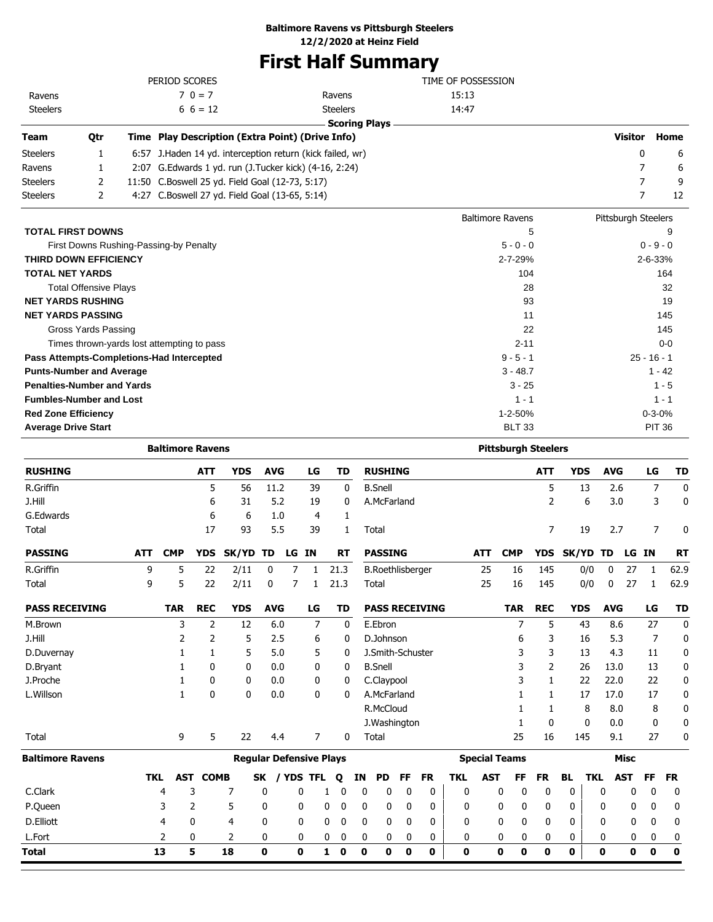**Baltimore Ravens vs Pittsburgh Steelers**
**12/2/2020 at Heinz Field**

# First Half Summary

| PERIOD SCORES | | | TIME OF POSSESSION |
|---|---|---|---|
| Ravens | 7 0 = 7 | Ravens | 15:13 |
| Steelers | 6 6 = 12 | Steelers | 14:47 |

## Scoring Plays

| Team | Qtr | Time | Play Description (Extra Point) (Drive Info) | Visitor | Home |
|---|---|---|---|---|---|
| Steelers | 1 | 6:57 | J.Haden 14 yd. interception return (kick failed, wr) | 0 | 6 |
| Ravens | 1 | 2:07 | G.Edwards 1 yd. run (J.Tucker kick) (4-16, 2:24) | 7 | 6 |
| Steelers | 2 | 11:50 | C.Boswell 25 yd. Field Goal (12-73, 5:17) | 7 | 9 |
| Steelers | 2 | 4:27 | C.Boswell 27 yd. Field Goal (13-65, 5:14) | 7 | 12 |

| | Baltimore Ravens | Pittsburgh Steelers |
|---|---|---|
| **TOTAL FIRST DOWNS** | 5 | 9 |
| First Downs Rushing-Passing-by Penalty | 5 - 0 - 0 | 0 - 9 - 0 |
| **THIRD DOWN EFFICIENCY** | 2-7-29% | 2-6-33% |
| **TOTAL NET YARDS** | 104 | 164 |
| Total Offensive Plays | 28 | 32 |
| **NET YARDS RUSHING** | 93 | 19 |
| **NET YARDS PASSING** | 11 | 145 |
| Gross Yards Passing | 22 | 145 |
| Times thrown-yards lost attempting to pass | 2-11 | 0-0 |
| **Pass Attempts-Completions-Had Intercepted** | 9 - 5 - 1 | 25 - 16 - 1 |
| **Punts-Number and Average** | 3 - 48.7 | 1 - 42 |
| **Penalties-Number and Yards** | 3 - 25 | 1 - 5 |
| **Fumbles-Number and Lost** | 1 - 1 | 1 - 1 |
| **Red Zone Efficiency** | 1-2-50% | 0-3-0% |
| **Average Drive Start** | BLT 33 | PIT 36 |

## Baltimore Ravens

| RUSHING | ATT | YDS | AVG | LG | TD |
|---|---|---|---|---|---|
| R.Griffin | 5 | 56 | 11.2 | 39 | 0 |
| J.Hill | 6 | 31 | 5.2 | 19 | 0 |
| G.Edwards | 6 | 6 | 1.0 | 4 | 1 |
| Total | 17 | 93 | 5.5 | 39 | 1 |

| PASSING | ATT | CMP | YDS | SK/YD | TD | LG | IN | RT |
|---|---|---|---|---|---|---|---|---|
| R.Griffin | 9 | 5 | 22 | 2/11 | 0 | 7 | 1 | 21.3 |
| Total | 9 | 5 | 22 | 2/11 | 0 | 7 | 1 | 21.3 |

| PASS RECEIVING | TAR | REC | YDS | AVG | LG | TD |
|---|---|---|---|---|---|---|
| M.Brown | 3 | 2 | 12 | 6.0 | 7 | 0 |
| J.Hill | 2 | 2 | 5 | 2.5 | 6 | 0 |
| D.Duvernay | 1 | 1 | 5 | 5.0 | 5 | 0 |
| D.Bryant | 1 | 0 | 0 | 0.0 | 0 | 0 |
| J.Proche | 1 | 0 | 0 | 0.0 | 0 | 0 |
| L.Willson | 1 | 0 | 0 | 0.0 | 0 | 0 |
| Total | 9 | 5 | 22 | 4.4 | 7 | 0 |

## Pittsburgh Steelers

| RUSHING | ATT | YDS | AVG | LG | TD |
|---|---|---|---|---|---|
| B.Snell | 5 | 13 | 2.6 | 7 | 0 |
| A.McFarland | 2 | 6 | 3.0 | 3 | 0 |
| Total | 7 | 19 | 2.7 | 7 | 0 |

| PASSING | ATT | CMP | YDS | SK/YD | TD | LG | IN | RT |
|---|---|---|---|---|---|---|---|---|
| B.Roethlisberger | 25 | 16 | 145 | 0/0 | 0 | 27 | 1 | 62.9 |
| Total | 25 | 16 | 145 | 0/0 | 0 | 27 | 1 | 62.9 |

| PASS RECEIVING | TAR | REC | YDS | AVG | LG | TD |
|---|---|---|---|---|---|---|
| E.Ebron | 7 | 5 | 43 | 8.6 | 27 | 0 |
| D.Johnson | 6 | 3 | 16 | 5.3 | 7 | 0 |
| J.Smith-Schuster | 3 | 3 | 13 | 4.3 | 11 | 0 |
| B.Snell | 3 | 2 | 26 | 13.0 | 13 | 0 |
| C.Claypool | 3 | 1 | 22 | 22.0 | 22 | 0 |
| A.McFarland | 1 | 1 | 17 | 17.0 | 17 | 0 |
| R.McCloud | 1 | 1 | 8 | 8.0 | 8 | 0 |
| J.Washington | 1 | 0 | 0 | 0.0 | 0 | 0 |
| Total | 25 | 16 | 145 | 9.1 | 27 | 0 |

## Baltimore Ravens

| | Regular Defensive Plays | | | | | | | | | | | Special Teams | | | | | Misc | | | |
|---|---|---|---|---|---|---|---|---|---|---|---|---|---|---|---|---|---|---|---|---|
| | TKL | AST | COMB | SK | / YDS | TFL | Q | IN | PD | FF | FR | TKL | AST | FF | FR | BL | TKL | AST | FF | FR |
| C.Clark | 4 | 3 | 7 | 0 | 0 | 1 | 0 | 0 | 0 | 0 | 0 | 0 | 0 | 0 | 0 | 0 | 0 | 0 | 0 | 0 |
| P.Queen | 3 | 2 | 5 | 0 | 0 | 0 | 0 | 0 | 0 | 0 | 0 | 0 | 0 | 0 | 0 | 0 | 0 | 0 | 0 | 0 |
| D.Elliott | 4 | 0 | 4 | 0 | 0 | 0 | 0 | 0 | 0 | 0 | 0 | 0 | 0 | 0 | 0 | 0 | 0 | 0 | 0 | 0 |
| L.Fort | 2 | 0 | 2 | 0 | 0 | 0 | 0 | 0 | 0 | 0 | 0 | 0 | 0 | 0 | 0 | 0 | 0 | 0 | 0 | 0 |
| **Total** | **13** | **5** | **18** | **0** | **0** | **1** | **0** | **0** | **0** | **0** | **0** | **0** | **0** | **0** | **0** | **0** | **0** | **0** | **0** | **0** |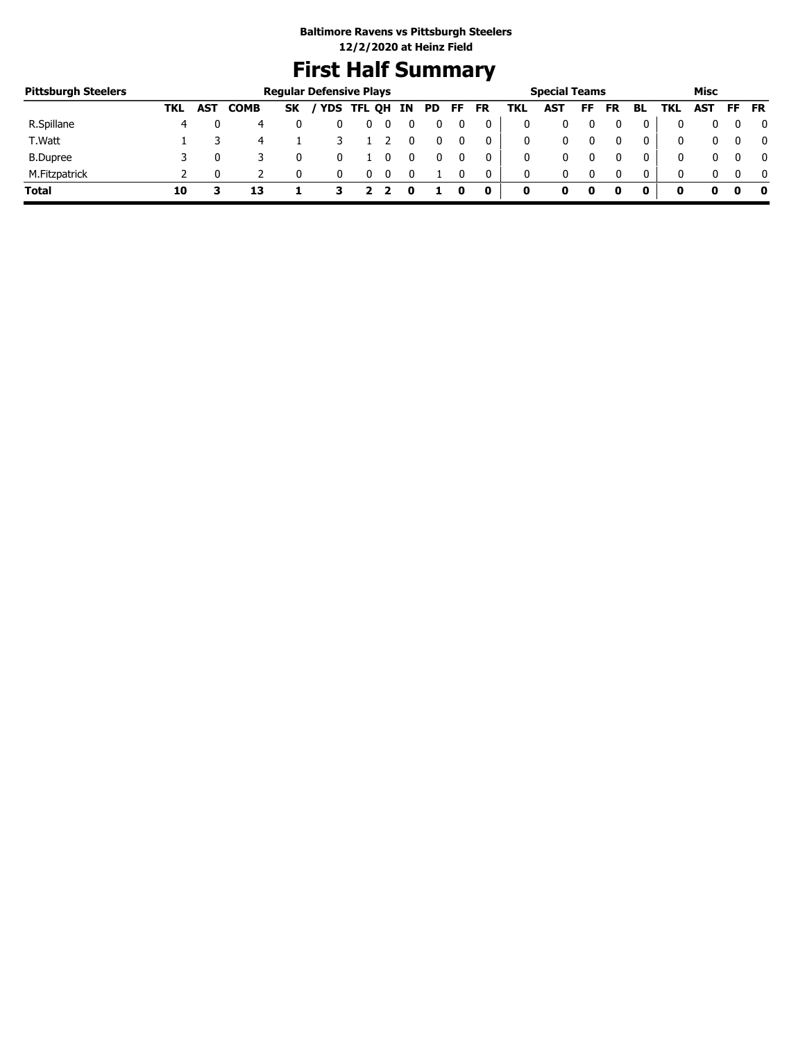**Baltimore Ravens vs Pittsburgh Steelers**
**12/2/2020 at Heinz Field**

# First Half Summary

| Pittsburgh Steelers | Regular Defensive Plays | | | | | | | | | | | Special Teams | | | | | Misc | | | |
|---|---|---|---|---|---|---|---|---|---|---|---|---|---|---|---|---|---|---|---|---|
| | TKL | AST | COMB | SK | / YDS | TFL | QH | IN | PD | FF | FR | TKL | AST | FF | FR | BL | TKL | AST | FF | FR |
| R.Spillane | 4 | 0 | 4 | 0 | 0 | 0 | 0 | 0 | 0 | 0 | 0 | 0 | 0 | 0 | 0 | 0 | 0 | 0 | 0 | 0 |
| T.Watt | 1 | 3 | 4 | 1 | 3 | 1 | 2 | 0 | 0 | 0 | 0 | 0 | 0 | 0 | 0 | 0 | 0 | 0 | 0 | 0 |
| B.Dupree | 3 | 0 | 3 | 0 | 0 | 1 | 0 | 0 | 0 | 0 | 0 | 0 | 0 | 0 | 0 | 0 | 0 | 0 | 0 | 0 |
| M.Fitzpatrick | 2 | 0 | 2 | 0 | 0 | 0 | 0 | 0 | 1 | 0 | 0 | 0 | 0 | 0 | 0 | 0 | 0 | 0 | 0 | 0 |
| **Total** | **10** | **3** | **13** | **1** | **3** | **2** | **2** | **0** | **1** | **0** | **0** | **0** | **0** | **0** | **0** | **0** | **0** | **0** | **0** | **0** |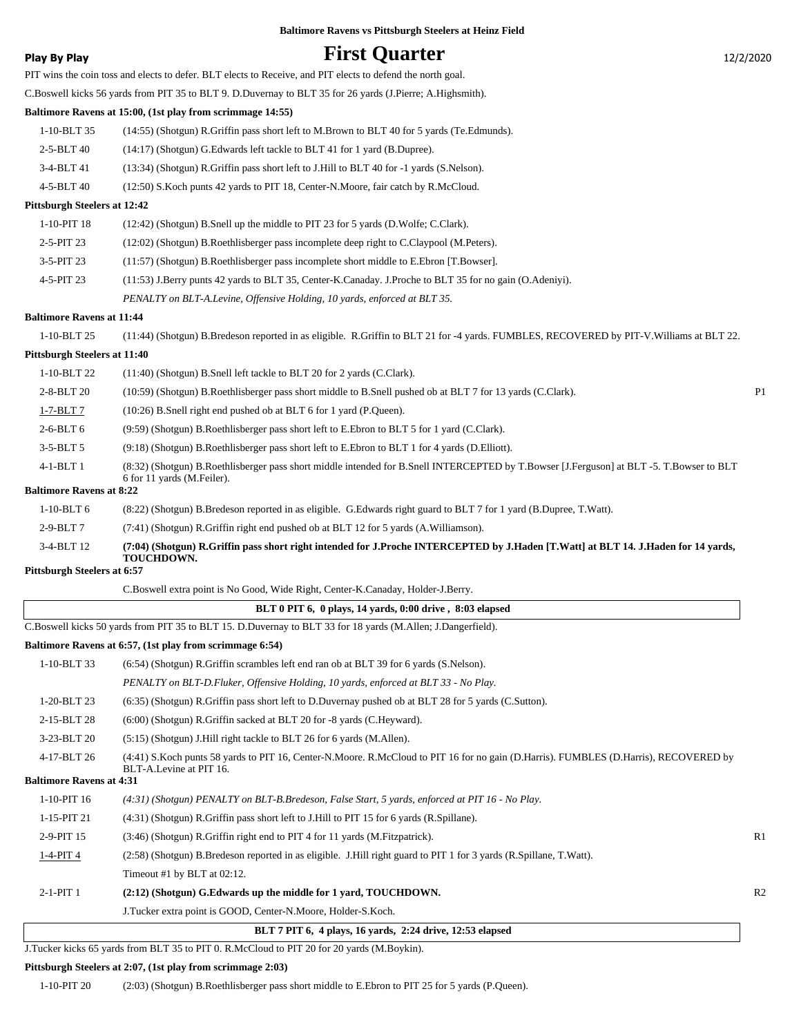**Baltimore Ravens vs Pittsburgh Steelers at Heinz Field**

**Play By Play** — 12/2/2020

# First Quarter

PIT wins the coin toss and elects to defer. BLT elects to Receive, and PIT elects to defend the north goal.

C.Boswell kicks 56 yards from PIT 35 to BLT 9. D.Duvernay to BLT 35 for 26 yards (J.Pierre; A.Highsmith).

**Baltimore Ravens at 15:00, (1st play from scrimmage 14:55)**

| Down | Play | |
|---|---|---|
| 1-10-BLT 35 | (14:55) (Shotgun) R.Griffin pass short left to M.Brown to BLT 40 for 5 yards (Te.Edmunds). | |
| 2-5-BLT 40 | (14:17) (Shotgun) G.Edwards left tackle to BLT 41 for 1 yard (B.Dupree). | |
| 3-4-BLT 41 | (13:34) (Shotgun) R.Griffin pass short left to J.Hill to BLT 40 for -1 yards (S.Nelson). | |
| 4-5-BLT 40 | (12:50) S.Koch punts 42 yards to PIT 18, Center-N.Moore, fair catch by R.McCloud. | |

**Pittsburgh Steelers at 12:42**

| Down | Play | |
|---|---|---|
| 1-10-PIT 18 | (12:42) (Shotgun) B.Snell up the middle to PIT 23 for 5 yards (D.Wolfe; C.Clark). | |
| 2-5-PIT 23 | (12:02) (Shotgun) B.Roethlisberger pass incomplete deep right to C.Claypool (M.Peters). | |
| 3-5-PIT 23 | (11:57) (Shotgun) B.Roethlisberger pass incomplete short middle to E.Ebron [T.Bowser]. | |
| 4-5-PIT 23 | (11:53) J.Berry punts 42 yards to BLT 35, Center-K.Canaday. J.Proche to BLT 35 for no gain (O.Adeniyi). | |
| | *PENALTY on BLT-A.Levine, Offensive Holding, 10 yards, enforced at BLT 35.* | |

**Baltimore Ravens at 11:44**

| Down | Play | |
|---|---|---|
| 1-10-BLT 25 | (11:44) (Shotgun) B.Bredeson reported in as eligible. R.Griffin to BLT 21 for -4 yards. FUMBLES, RECOVERED by PIT-V.Williams at BLT 22. | |

**Pittsburgh Steelers at 11:40**

| Down | Play | |
|---|---|---|
| 1-10-BLT 22 | (11:40) (Shotgun) B.Snell left tackle to BLT 20 for 2 yards (C.Clark). | |
| 2-8-BLT 20 | (10:59) (Shotgun) B.Roethlisberger pass short middle to B.Snell pushed ob at BLT 7 for 13 yards (C.Clark). | P1 |
| 1-7-BLT 7 | (10:26) B.Snell right end pushed ob at BLT 6 for 1 yard (P.Queen). | |
| 2-6-BLT 6 | (9:59) (Shotgun) B.Roethlisberger pass short left to E.Ebron to BLT 5 for 1 yard (C.Clark). | |
| 3-5-BLT 5 | (9:18) (Shotgun) B.Roethlisberger pass short left to E.Ebron to BLT 1 for 4 yards (D.Elliott). | |
| 4-1-BLT 1 | (8:32) (Shotgun) B.Roethlisberger pass short middle intended for B.Snell INTERCEPTED by T.Bowser [J.Ferguson] at BLT -5. T.Bowser to BLT 6 for 11 yards (M.Feiler). | |

**Baltimore Ravens at 8:22**

| Down | Play | |
|---|---|---|
| 1-10-BLT 6 | (8:22) (Shotgun) B.Bredeson reported in as eligible. G.Edwards right guard to BLT 7 for 1 yard (B.Dupree, T.Watt). | |
| 2-9-BLT 7 | (7:41) (Shotgun) R.Griffin right end pushed ob at BLT 12 for 5 yards (A.Williamson). | |
| 3-4-BLT 12 | **(7:04) (Shotgun) R.Griffin pass short right intended for J.Proche INTERCEPTED by J.Haden [T.Watt] at BLT 14. J.Haden for 14 yards, TOUCHDOWN.** | |

**Pittsburgh Steelers at 6:57**

C.Boswell extra point is No Good, Wide Right, Center-K.Canaday, Holder-J.Berry.

**BLT 0 PIT 6, 0 plays, 14 yards, 0:00 drive , 8:03 elapsed**

C.Boswell kicks 50 yards from PIT 35 to BLT 15. D.Duvernay to BLT 33 for 18 yards (M.Allen; J.Dangerfield).

**Baltimore Ravens at 6:57, (1st play from scrimmage 6:54)**

| Down | Play | |
|---|---|---|
| 1-10-BLT 33 | (6:54) (Shotgun) R.Griffin scrambles left end ran ob at BLT 39 for 6 yards (S.Nelson). | |
| | *PENALTY on BLT-D.Fluker, Offensive Holding, 10 yards, enforced at BLT 33 - No Play.* | |
| 1-20-BLT 23 | (6:35) (Shotgun) R.Griffin pass short left to D.Duvernay pushed ob at BLT 28 for 5 yards (C.Sutton). | |
| 2-15-BLT 28 | (6:00) (Shotgun) R.Griffin sacked at BLT 20 for -8 yards (C.Heyward). | |
| 3-23-BLT 20 | (5:15) (Shotgun) J.Hill right tackle to BLT 26 for 6 yards (M.Allen). | |
| 4-17-BLT 26 | (4:41) S.Koch punts 58 yards to PIT 16, Center-N.Moore. R.McCloud to PIT 16 for no gain (D.Harris). FUMBLES (D.Harris), RECOVERED by BLT-A.Levine at PIT 16. | |

**Baltimore Ravens at 4:31**

| Down | Play | |
|---|---|---|
| 1-10-PIT 16 | *(4:31) (Shotgun) PENALTY on BLT-B.Bredeson, False Start, 5 yards, enforced at PIT 16 - No Play.* | |
| 1-15-PIT 21 | (4:31) (Shotgun) R.Griffin pass short left to J.Hill to PIT 15 for 6 yards (R.Spillane). | |
| 2-9-PIT 15 | (3:46) (Shotgun) R.Griffin right end to PIT 4 for 11 yards (M.Fitzpatrick). | R1 |
| 1-4-PIT 4 | (2:58) (Shotgun) B.Bredeson reported in as eligible. J.Hill right guard to PIT 1 for 3 yards (R.Spillane, T.Watt). | |
| | Timeout #1 by BLT at 02:12. | |
| 2-1-PIT 1 | **(2:12) (Shotgun) G.Edwards up the middle for 1 yard, TOUCHDOWN.** | R2 |
| | J.Tucker extra point is GOOD, Center-N.Moore, Holder-S.Koch. | |

**BLT 7 PIT 6, 4 plays, 16 yards, 2:24 drive, 12:53 elapsed**

J.Tucker kicks 65 yards from BLT 35 to PIT 0. R.McCloud to PIT 20 for 20 yards (M.Boykin).

**Pittsburgh Steelers at 2:07, (1st play from scrimmage 2:03)**

| Down | Play | |
|---|---|---|
| 1-10-PIT 20 | (2:03) (Shotgun) B.Roethlisberger pass short middle to E.Ebron to PIT 25 for 5 yards (P.Queen). | |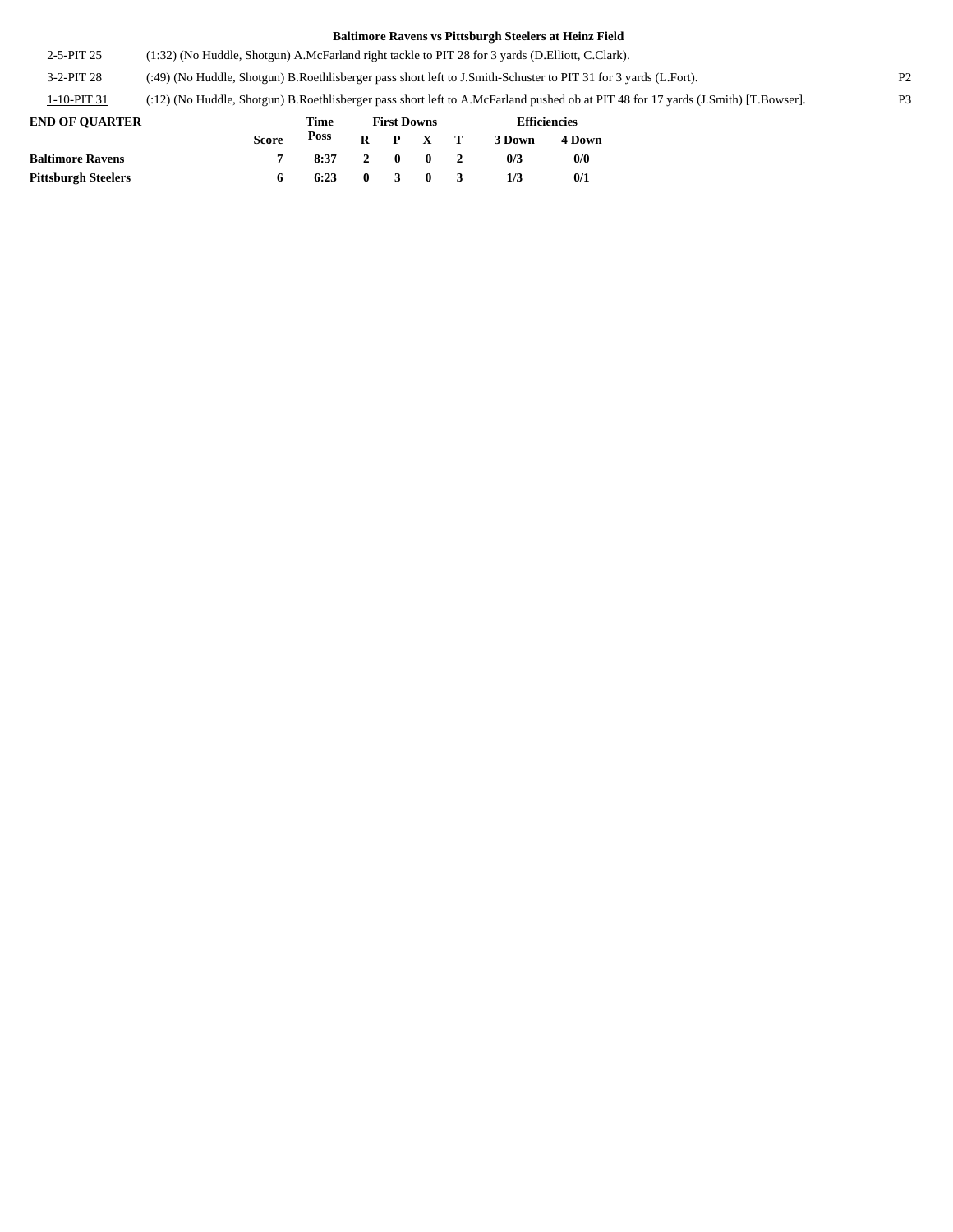**Baltimore Ravens vs Pittsburgh Steelers at Heinz Field**

| | | |
|---|---|---|
| 2-5-PIT 25 | (1:32) (No Huddle, Shotgun) A.McFarland right tackle to PIT 28 for 3 yards (D.Elliott, C.Clark). | |
| 3-2-PIT 28 | (:49) (No Huddle, Shotgun) B.Roethlisberger pass short left to J.Smith-Schuster to PIT 31 for 3 yards (L.Fort). | P2 |
| 1-10-PIT 31 | (:12) (No Huddle, Shotgun) B.Roethlisberger pass short left to A.McFarland pushed ob at PIT 48 for 17 yards (J.Smith) [T.Bowser]. | P3 |

**END OF QUARTER**

| | Score | Time Poss | First Downs R | P | X | T | Efficiencies 3 Down | 4 Down |
|---|---|---|---|---|---|---|---|---|
| **Baltimore Ravens** | 7 | 8:37 | 2 | 0 | 0 | 2 | 0/3 | 0/0 |
| **Pittsburgh Steelers** | 6 | 6:23 | 0 | 3 | 0 | 3 | 1/3 | 0/1 |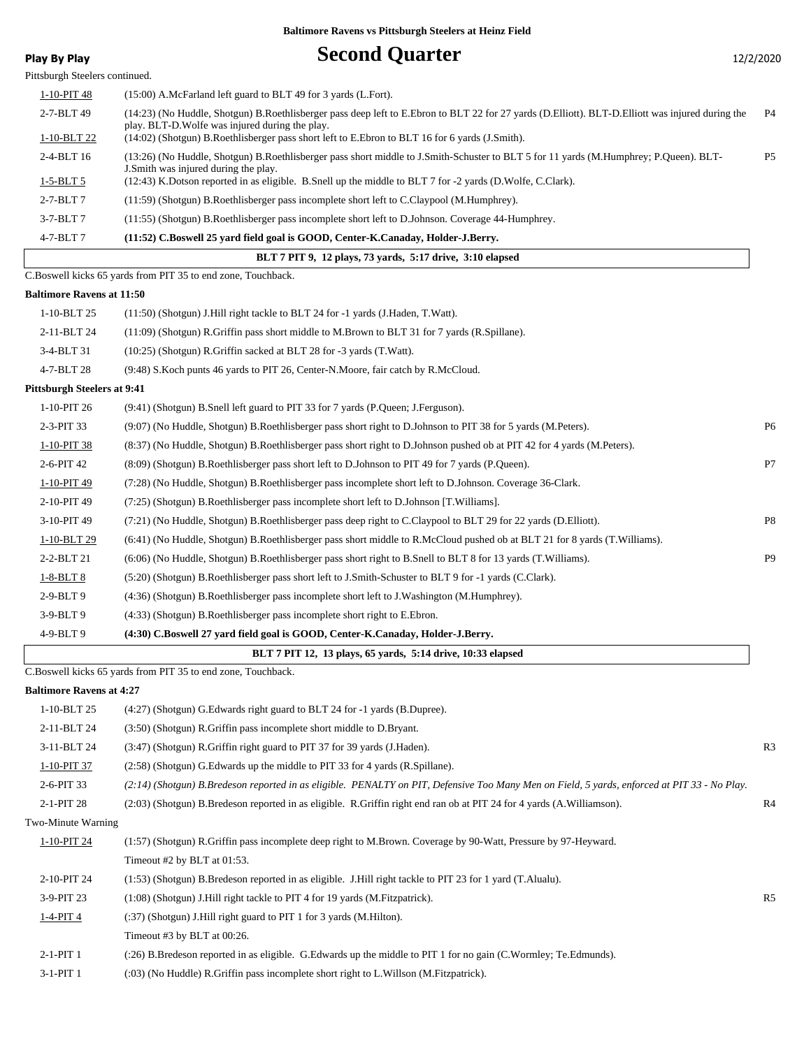**Baltimore Ravens vs Pittsburgh Steelers at Heinz Field**

**Play By Play**

# Second Quarter

12/2/2020

Pittsburgh Steelers continued.

| Down & Distance | Play | |
|---|---|---|
| 1-10-PIT 48 | (15:00) A.McFarland left guard to BLT 49 for 3 yards (L.Fort). | |
| 2-7-BLT 49 | (14:23) (No Huddle, Shotgun) B.Roethlisberger pass deep left to E.Ebron to BLT 22 for 27 yards (D.Elliott). BLT-D.Elliott was injured during the play. BLT-D.Wolfe was injured during the play. | P4 |
| 1-10-BLT 22 | (14:02) (Shotgun) B.Roethlisberger pass short left to E.Ebron to BLT 16 for 6 yards (J.Smith). | |
| 2-4-BLT 16 | (13:26) (No Huddle, Shotgun) B.Roethlisberger pass short middle to J.Smith-Schuster to BLT 5 for 11 yards (M.Humphrey; P.Queen). BLT-J.Smith was injured during the play. | P5 |
| 1-5-BLT 5 | (12:43) K.Dotson reported in as eligible. B.Snell up the middle to BLT 7 for -2 yards (D.Wolfe, C.Clark). | |
| 2-7-BLT 7 | (11:59) (Shotgun) B.Roethlisberger pass incomplete short left to C.Claypool (M.Humphrey). | |
| 3-7-BLT 7 | (11:55) (Shotgun) B.Roethlisberger pass incomplete short left to D.Johnson. Coverage 44-Humphrey. | |
| 4-7-BLT 7 | **(11:52) C.Boswell 25 yard field goal is GOOD, Center-K.Canaday, Holder-J.Berry.** | |

**BLT 7 PIT 9, 12 plays, 73 yards, 5:17 drive, 3:10 elapsed**

C.Boswell kicks 65 yards from PIT 35 to end zone, Touchback.

**Baltimore Ravens at 11:50**

| Down & Distance | Play | |
|---|---|---|
| 1-10-BLT 25 | (11:50) (Shotgun) J.Hill right tackle to BLT 24 for -1 yards (J.Haden, T.Watt). | |
| 2-11-BLT 24 | (11:09) (Shotgun) R.Griffin pass short middle to M.Brown to BLT 31 for 7 yards (R.Spillane). | |
| 3-4-BLT 31 | (10:25) (Shotgun) R.Griffin sacked at BLT 28 for -3 yards (T.Watt). | |
| 4-7-BLT 28 | (9:48) S.Koch punts 46 yards to PIT 26, Center-N.Moore, fair catch by R.McCloud. | |

**Pittsburgh Steelers at 9:41**

| Down & Distance | Play | |
|---|---|---|
| 1-10-PIT 26 | (9:41) (Shotgun) B.Snell left guard to PIT 33 for 7 yards (P.Queen; J.Ferguson). | |
| 2-3-PIT 33 | (9:07) (No Huddle, Shotgun) B.Roethlisberger pass short right to D.Johnson to PIT 38 for 5 yards (M.Peters). | P6 |
| 1-10-PIT 38 | (8:37) (No Huddle, Shotgun) B.Roethlisberger pass short right to D.Johnson pushed ob at PIT 42 for 4 yards (M.Peters). | |
| 2-6-PIT 42 | (8:09) (Shotgun) B.Roethlisberger pass short left to D.Johnson to PIT 49 for 7 yards (P.Queen). | P7 |
| 1-10-PIT 49 | (7:28) (No Huddle, Shotgun) B.Roethlisberger pass incomplete short left to D.Johnson. Coverage 36-Clark. | |
| 2-10-PIT 49 | (7:25) (Shotgun) B.Roethlisberger pass incomplete short left to D.Johnson [T.Williams]. | |
| 3-10-PIT 49 | (7:21) (No Huddle, Shotgun) B.Roethlisberger pass deep right to C.Claypool to BLT 29 for 22 yards (D.Elliott). | P8 |
| 1-10-BLT 29 | (6:41) (No Huddle, Shotgun) B.Roethlisberger pass short middle to R.McCloud pushed ob at BLT 21 for 8 yards (T.Williams). | |
| 2-2-BLT 21 | (6:06) (No Huddle, Shotgun) B.Roethlisberger pass short right to B.Snell to BLT 8 for 13 yards (T.Williams). | P9 |
| 1-8-BLT 8 | (5:20) (Shotgun) B.Roethlisberger pass short left to J.Smith-Schuster to BLT 9 for -1 yards (C.Clark). | |
| 2-9-BLT 9 | (4:36) (Shotgun) B.Roethlisberger pass incomplete short left to J.Washington (M.Humphrey). | |
| 3-9-BLT 9 | (4:33) (Shotgun) B.Roethlisberger pass incomplete short right to E.Ebron. | |
| 4-9-BLT 9 | **(4:30) C.Boswell 27 yard field goal is GOOD, Center-K.Canaday, Holder-J.Berry.** | |

**BLT 7 PIT 12, 13 plays, 65 yards, 5:14 drive, 10:33 elapsed**

C.Boswell kicks 65 yards from PIT 35 to end zone, Touchback.

**Baltimore Ravens at 4:27**

| Down & Distance | Play | |
|---|---|---|
| 1-10-BLT 25 | (4:27) (Shotgun) G.Edwards right guard to BLT 24 for -1 yards (B.Dupree). | |
| 2-11-BLT 24 | (3:50) (Shotgun) R.Griffin pass incomplete short middle to D.Bryant. | |
| 3-11-BLT 24 | (3:47) (Shotgun) R.Griffin right guard to PIT 37 for 39 yards (J.Haden). | R3 |
| 1-10-PIT 37 | (2:58) (Shotgun) G.Edwards up the middle to PIT 33 for 4 yards (R.Spillane). | |
| 2-6-PIT 33 | *(2:14) (Shotgun) B.Bredeson reported in as eligible. PENALTY on PIT, Defensive Too Many Men on Field, 5 yards, enforced at PIT 33 - No Play.* | |
| 2-1-PIT 28 | (2:03) (Shotgun) B.Bredeson reported in as eligible. R.Griffin right end ran ob at PIT 24 for 4 yards (A.Williamson). | R4 |
| Two-Minute Warning | | |
| 1-10-PIT 24 | (1:57) (Shotgun) R.Griffin pass incomplete deep right to M.Brown. Coverage by 90-Watt, Pressure by 97-Heyward. | |
| | Timeout #2 by BLT at 01:53. | |
| 2-10-PIT 24 | (1:53) (Shotgun) B.Bredeson reported in as eligible. J.Hill right tackle to PIT 23 for 1 yard (T.Alualu). | |
| 3-9-PIT 23 | (1:08) (Shotgun) J.Hill right tackle to PIT 4 for 19 yards (M.Fitzpatrick). | R5 |
| 1-4-PIT 4 | (:37) (Shotgun) J.Hill right guard to PIT 1 for 3 yards (M.Hilton). | |
| | Timeout #3 by BLT at 00:26. | |
| 2-1-PIT 1 | (:26) B.Bredeson reported in as eligible. G.Edwards up the middle to PIT 1 for no gain (C.Wormley; Te.Edmunds). | |
| 3-1-PIT 1 | (:03) (No Huddle) R.Griffin pass incomplete short right to L.Willson (M.Fitzpatrick). | |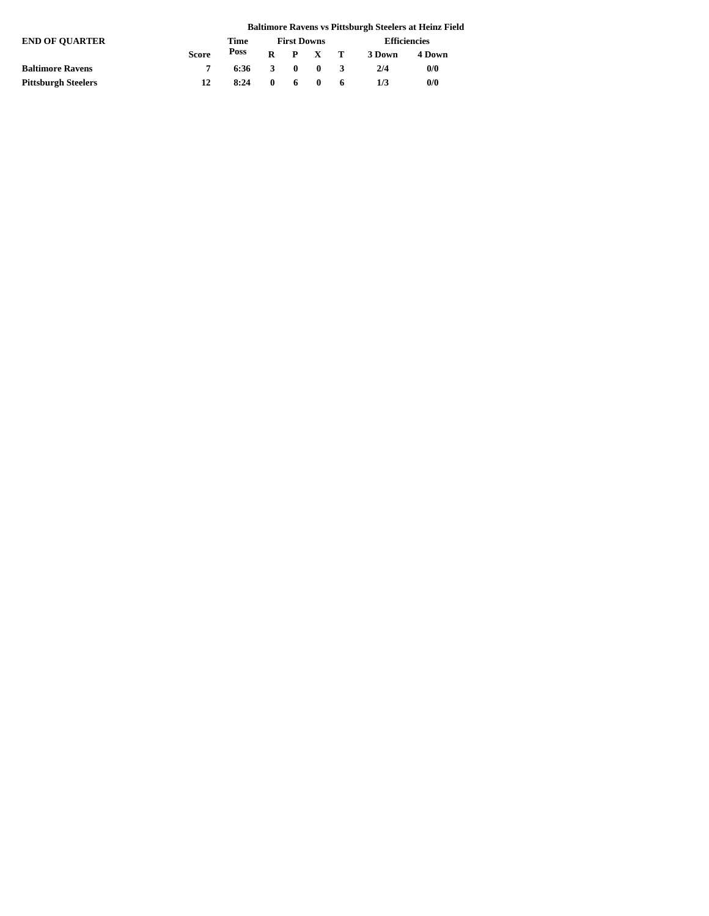**Baltimore Ravens vs Pittsburgh Steelers at Heinz Field**

**END OF QUARTER**

| | Score | Time Poss | First Downs | | | | Efficiencies | |
|---|---|---|---|---|---|---|---|---|
| | | | R | P | X | T | 3 Down | 4 Down |
| **Baltimore Ravens** | 7 | 6:36 | 3 | 0 | 0 | 3 | 2/4 | 0/0 |
| **Pittsburgh Steelers** | 12 | 8:24 | 0 | 6 | 0 | 6 | 1/3 | 0/0 |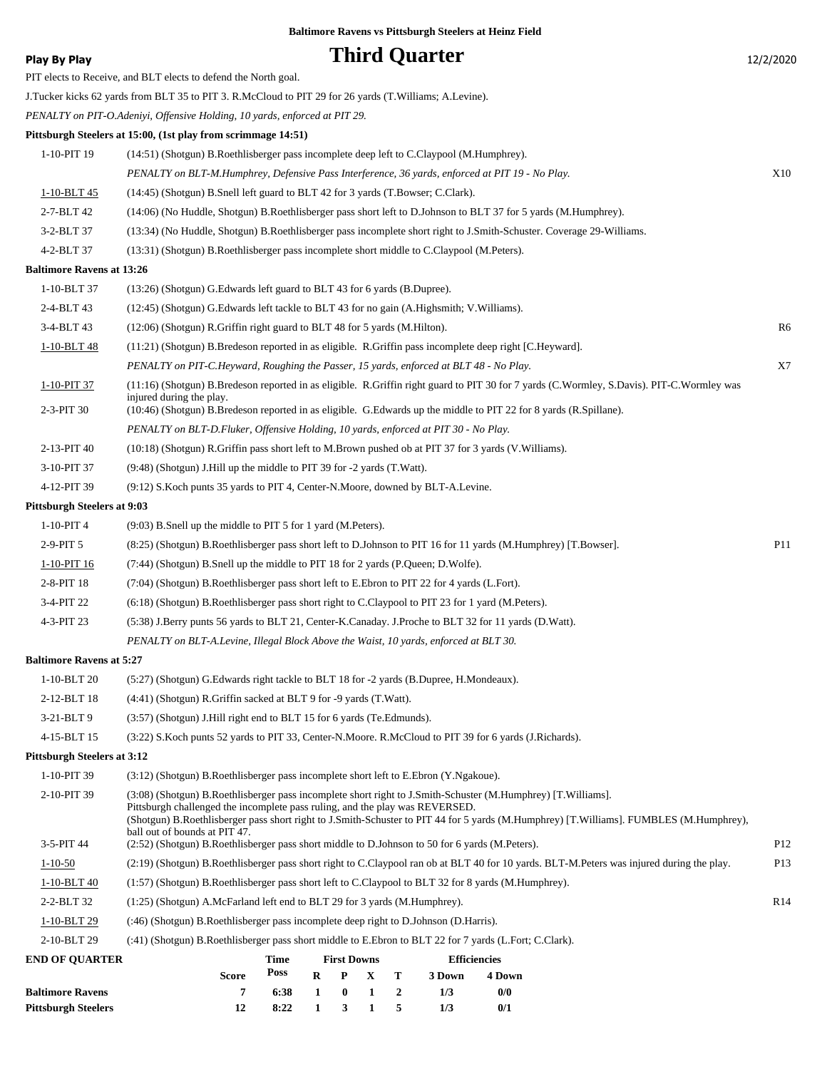Baltimore Ravens vs Pittsburgh Steelers at Heinz Field

**Play By Play** — **Third Quarter** — 12/2/2020

PIT elects to Receive, and BLT elects to defend the North goal.

J.Tucker kicks 62 yards from BLT 35 to PIT 3. R.McCloud to PIT 29 for 26 yards (T.Williams; A.Levine).

*PENALTY on PIT-O.Adeniyi, Offensive Holding, 10 yards, enforced at PIT 29.*

**Pittsburgh Steelers at 15:00, (1st play from scrimmage 14:51)**

| Down | Play | |
|---|---|---|
| 1-10-PIT 19 | (14:51) (Shotgun) B.Roethlisberger pass incomplete deep left to C.Claypool (M.Humphrey). | |
| | *PENALTY on BLT-M.Humphrey, Defensive Pass Interference, 36 yards, enforced at PIT 19 - No Play.* | X10 |
| 1-10-BLT 45 | (14:45) (Shotgun) B.Snell left guard to BLT 42 for 3 yards (T.Bowser; C.Clark). | |
| 2-7-BLT 42 | (14:06) (No Huddle, Shotgun) B.Roethlisberger pass short left to D.Johnson to BLT 37 for 5 yards (M.Humphrey). | |
| 3-2-BLT 37 | (13:34) (No Huddle, Shotgun) B.Roethlisberger pass incomplete short right to J.Smith-Schuster. Coverage 29-Williams. | |
| 4-2-BLT 37 | (13:31) (Shotgun) B.Roethlisberger pass incomplete short middle to C.Claypool (M.Peters). | |

**Baltimore Ravens at 13:26**

| Down | Play | |
|---|---|---|
| 1-10-BLT 37 | (13:26) (Shotgun) G.Edwards left guard to BLT 43 for 6 yards (B.Dupree). | |
| 2-4-BLT 43 | (12:45) (Shotgun) G.Edwards left tackle to BLT 43 for no gain (A.Highsmith; V.Williams). | |
| 3-4-BLT 43 | (12:06) (Shotgun) R.Griffin right guard to BLT 48 for 5 yards (M.Hilton). | R6 |
| 1-10-BLT 48 | (11:21) (Shotgun) B.Bredeson reported in as eligible. R.Griffin pass incomplete deep right [C.Heyward]. | |
| | *PENALTY on PIT-C.Heyward, Roughing the Passer, 15 yards, enforced at BLT 48 - No Play.* | X7 |
| 1-10-PIT 37 | (11:16) (Shotgun) B.Bredeson reported in as eligible. R.Griffin right guard to PIT 30 for 7 yards (C.Wormley, S.Davis). PIT-C.Wormley was injured during the play. | |
| 2-3-PIT 30 | (10:46) (Shotgun) B.Bredeson reported in as eligible. G.Edwards up the middle to PIT 22 for 8 yards (R.Spillane). | |
| | *PENALTY on BLT-D.Fluker, Offensive Holding, 10 yards, enforced at PIT 30 - No Play.* | |
| 2-13-PIT 40 | (10:18) (Shotgun) R.Griffin pass short left to M.Brown pushed ob at PIT 37 for 3 yards (V.Williams). | |
| 3-10-PIT 37 | (9:48) (Shotgun) J.Hill up the middle to PIT 39 for -2 yards (T.Watt). | |
| 4-12-PIT 39 | (9:12) S.Koch punts 35 yards to PIT 4, Center-N.Moore, downed by BLT-A.Levine. | |

**Pittsburgh Steelers at 9:03**

| Down | Play | |
|---|---|---|
| 1-10-PIT 4 | (9:03) B.Snell up the middle to PIT 5 for 1 yard (M.Peters). | |
| 2-9-PIT 5 | (8:25) (Shotgun) B.Roethlisberger pass short left to D.Johnson to PIT 16 for 11 yards (M.Humphrey) [T.Bowser]. | P11 |
| 1-10-PIT 16 | (7:44) (Shotgun) B.Snell up the middle to PIT 18 for 2 yards (P.Queen; D.Wolfe). | |
| 2-8-PIT 18 | (7:04) (Shotgun) B.Roethlisberger pass short left to E.Ebron to PIT 22 for 4 yards (L.Fort). | |
| 3-4-PIT 22 | (6:18) (Shotgun) B.Roethlisberger pass short right to C.Claypool to PIT 23 for 1 yard (M.Peters). | |
| 4-3-PIT 23 | (5:38) J.Berry punts 56 yards to BLT 21, Center-K.Canaday. J.Proche to BLT 32 for 11 yards (D.Watt). | |
| | *PENALTY on BLT-A.Levine, Illegal Block Above the Waist, 10 yards, enforced at BLT 30.* | |

**Baltimore Ravens at 5:27**

| Down | Play | |
|---|---|---|
| 1-10-BLT 20 | (5:27) (Shotgun) G.Edwards right tackle to BLT 18 for -2 yards (B.Dupree, H.Mondeaux). | |
| 2-12-BLT 18 | (4:41) (Shotgun) R.Griffin sacked at BLT 9 for -9 yards (T.Watt). | |
| 3-21-BLT 9 | (3:57) (Shotgun) J.Hill right end to BLT 15 for 6 yards (Te.Edmunds). | |
| 4-15-BLT 15 | (3:22) S.Koch punts 52 yards to PIT 33, Center-N.Moore. R.McCloud to PIT 39 for 6 yards (J.Richards). | |

**Pittsburgh Steelers at 3:12**

| Down | Play | |
|---|---|---|
| 1-10-PIT 39 | (3:12) (Shotgun) B.Roethlisberger pass incomplete short left to E.Ebron (Y.Ngakoue). | |
| 2-10-PIT 39 | (3:08) (Shotgun) B.Roethlisberger pass incomplete short right to J.Smith-Schuster (M.Humphrey) [T.Williams]. Pittsburgh challenged the incomplete pass ruling, and the play was REVERSED. (Shotgun) B.Roethlisberger pass short right to J.Smith-Schuster to PIT 44 for 5 yards (M.Humphrey) [T.Williams]. FUMBLES (M.Humphrey), ball out of bounds at PIT 47. | |
| 3-5-PIT 44 | (2:52) (Shotgun) B.Roethlisberger pass short middle to D.Johnson to 50 for 6 yards (M.Peters). | P12 |
| 1-10-50 | (2:19) (Shotgun) B.Roethlisberger pass short right to C.Claypool ran ob at BLT 40 for 10 yards. BLT-M.Peters was injured during the play. | P13 |
| 1-10-BLT 40 | (1:57) (Shotgun) B.Roethlisberger pass short left to C.Claypool to BLT 32 for 8 yards (M.Humphrey). | |
| 2-2-BLT 32 | (1:25) (Shotgun) A.McFarland left end to BLT 29 for 3 yards (M.Humphrey). | R14 |
| 1-10-BLT 29 | (:46) (Shotgun) B.Roethlisberger pass incomplete deep right to D.Johnson (D.Harris). | |
| 2-10-BLT 29 | (:41) (Shotgun) B.Roethlisberger pass short middle to E.Ebron to BLT 22 for 7 yards (L.Fort; C.Clark). | |

**END OF QUARTER**

| | Score | Time Poss | First Downs R | P | X | T | Efficiencies 3 Down | 4 Down |
|---|---|---|---|---|---|---|---|---|
| **Baltimore Ravens** | 7 | 6:38 | 1 | 0 | 1 | 2 | 1/3 | 0/0 |
| **Pittsburgh Steelers** | 12 | 8:22 | 1 | 3 | 1 | 5 | 1/3 | 0/1 |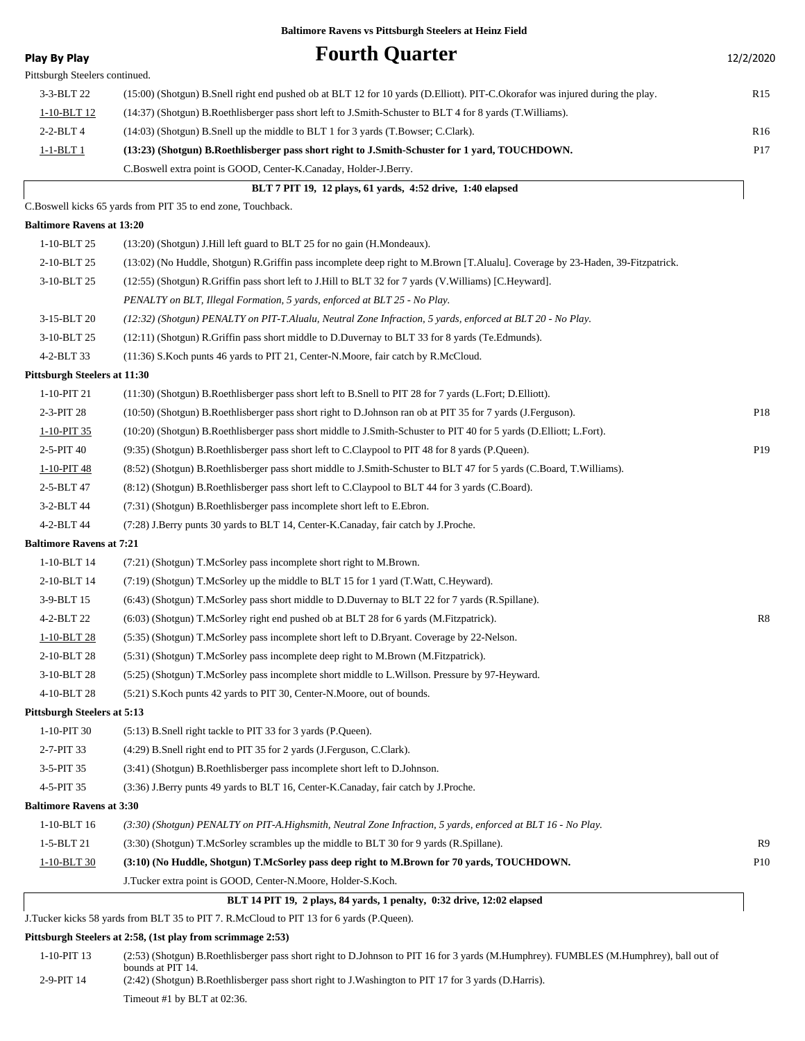**Baltimore Ravens vs Pittsburgh Steelers at Heinz Field**

**Play By Play**

# Fourth Quarter

12/2/2020

Pittsburgh Steelers continued.

| Down | Play | |
|---|---|---|
| 3-3-BLT 22 | (15:00) (Shotgun) B.Snell right end pushed ob at BLT 12 for 10 yards (D.Elliott). PIT-C.Okorafor was injured during the play. | R15 |
| 1-10-BLT 12 | (14:37) (Shotgun) B.Roethlisberger pass short left to J.Smith-Schuster to BLT 4 for 8 yards (T.Williams). | |
| 2-2-BLT 4 | (14:03) (Shotgun) B.Snell up the middle to BLT 1 for 3 yards (T.Bowser; C.Clark). | R16 |
| 1-1-BLT 1 | **(13:23) (Shotgun) B.Roethlisberger pass short right to J.Smith-Schuster for 1 yard, TOUCHDOWN.** | P17 |
| | C.Boswell extra point is GOOD, Center-K.Canaday, Holder-J.Berry. | |

**BLT 7 PIT 19, 12 plays, 61 yards, 4:52 drive, 1:40 elapsed**

C.Boswell kicks 65 yards from PIT 35 to end zone, Touchback.

**Baltimore Ravens at 13:20**

| Down | Play | |
|---|---|---|
| 1-10-BLT 25 | (13:20) (Shotgun) J.Hill left guard to BLT 25 for no gain (H.Mondeaux). | |
| 2-10-BLT 25 | (13:02) (No Huddle, Shotgun) R.Griffin pass incomplete deep right to M.Brown [T.Alualu]. Coverage by 23-Haden, 39-Fitzpatrick. | |
| 3-10-BLT 25 | (12:55) (Shotgun) R.Griffin pass short left to J.Hill to BLT 32 for 7 yards (V.Williams) [C.Heyward]. | |
| | *PENALTY on BLT, Illegal Formation, 5 yards, enforced at BLT 25 - No Play.* | |
| 3-15-BLT 20 | *(12:32) (Shotgun) PENALTY on PIT-T.Alualu, Neutral Zone Infraction, 5 yards, enforced at BLT 20 - No Play.* | |
| 3-10-BLT 25 | (12:11) (Shotgun) R.Griffin pass short middle to D.Duvernay to BLT 33 for 8 yards (Te.Edmunds). | |
| 4-2-BLT 33 | (11:36) S.Koch punts 46 yards to PIT 21, Center-N.Moore, fair catch by R.McCloud. | |

**Pittsburgh Steelers at 11:30**

| Down | Play | |
|---|---|---|
| 1-10-PIT 21 | (11:30) (Shotgun) B.Roethlisberger pass short left to B.Snell to PIT 28 for 7 yards (L.Fort; D.Elliott). | |
| 2-3-PIT 28 | (10:50) (Shotgun) B.Roethlisberger pass short right to D.Johnson ran ob at PIT 35 for 7 yards (J.Ferguson). | P18 |
| 1-10-PIT 35 | (10:20) (Shotgun) B.Roethlisberger pass short middle to J.Smith-Schuster to PIT 40 for 5 yards (D.Elliott; L.Fort). | |
| 2-5-PIT 40 | (9:35) (Shotgun) B.Roethlisberger pass short left to C.Claypool to PIT 48 for 8 yards (P.Queen). | P19 |
| 1-10-PIT 48 | (8:52) (Shotgun) B.Roethlisberger pass short middle to J.Smith-Schuster to BLT 47 for 5 yards (C.Board, T.Williams). | |
| 2-5-BLT 47 | (8:12) (Shotgun) B.Roethlisberger pass short left to C.Claypool to BLT 44 for 3 yards (C.Board). | |
| 3-2-BLT 44 | (7:31) (Shotgun) B.Roethlisberger pass incomplete short left to E.Ebron. | |
| 4-2-BLT 44 | (7:28) J.Berry punts 30 yards to BLT 14, Center-K.Canaday, fair catch by J.Proche. | |

**Baltimore Ravens at 7:21**

| Down | Play | |
|---|---|---|
| 1-10-BLT 14 | (7:21) (Shotgun) T.McSorley pass incomplete short right to M.Brown. | |
| 2-10-BLT 14 | (7:19) (Shotgun) T.McSorley up the middle to BLT 15 for 1 yard (T.Watt, C.Heyward). | |
| 3-9-BLT 15 | (6:43) (Shotgun) T.McSorley pass short middle to D.Duvernay to BLT 22 for 7 yards (R.Spillane). | |
| 4-2-BLT 22 | (6:03) (Shotgun) T.McSorley right end pushed ob at BLT 28 for 6 yards (M.Fitzpatrick). | R8 |
| 1-10-BLT 28 | (5:35) (Shotgun) T.McSorley pass incomplete short left to D.Bryant. Coverage by 22-Nelson. | |
| 2-10-BLT 28 | (5:31) (Shotgun) T.McSorley pass incomplete deep right to M.Brown (M.Fitzpatrick). | |
| 3-10-BLT 28 | (5:25) (Shotgun) T.McSorley pass incomplete short middle to L.Willson. Pressure by 97-Heyward. | |
| 4-10-BLT 28 | (5:21) S.Koch punts 42 yards to PIT 30, Center-N.Moore, out of bounds. | |

**Pittsburgh Steelers at 5:13**

| Down | Play | |
|---|---|---|
| 1-10-PIT 30 | (5:13) B.Snell right tackle to PIT 33 for 3 yards (P.Queen). | |
| 2-7-PIT 33 | (4:29) B.Snell right end to PIT 35 for 2 yards (J.Ferguson, C.Clark). | |
| 3-5-PIT 35 | (3:41) (Shotgun) B.Roethlisberger pass incomplete short left to D.Johnson. | |
| 4-5-PIT 35 | (3:36) J.Berry punts 49 yards to BLT 16, Center-K.Canaday, fair catch by J.Proche. | |

**Baltimore Ravens at 3:30**

| Down | Play | |
|---|---|---|
| 1-10-BLT 16 | *(3:30) (Shotgun) PENALTY on PIT-A.Highsmith, Neutral Zone Infraction, 5 yards, enforced at BLT 16 - No Play.* | |
| 1-5-BLT 21 | (3:30) (Shotgun) T.McSorley scrambles up the middle to BLT 30 for 9 yards (R.Spillane). | R9 |
| 1-10-BLT 30 | **(3:10) (No Huddle, Shotgun) T.McSorley pass deep right to M.Brown for 70 yards, TOUCHDOWN.** | P10 |
| | J.Tucker extra point is GOOD, Center-N.Moore, Holder-S.Koch. | |

**BLT 14 PIT 19, 2 plays, 84 yards, 1 penalty, 0:32 drive, 12:02 elapsed**

J.Tucker kicks 58 yards from BLT 35 to PIT 7. R.McCloud to PIT 13 for 6 yards (P.Queen).

**Pittsburgh Steelers at 2:58, (1st play from scrimmage 2:53)**

| Down | Play | |
|---|---|---|
| 1-10-PIT 13 | (2:53) (Shotgun) B.Roethlisberger pass short right to D.Johnson to PIT 16 for 3 yards (M.Humphrey). FUMBLES (M.Humphrey), ball out of bounds at PIT 14. | |
| 2-9-PIT 14 | (2:42) (Shotgun) B.Roethlisberger pass short right to J.Washington to PIT 17 for 3 yards (D.Harris). | |
| | Timeout #1 by BLT at 02:36. | |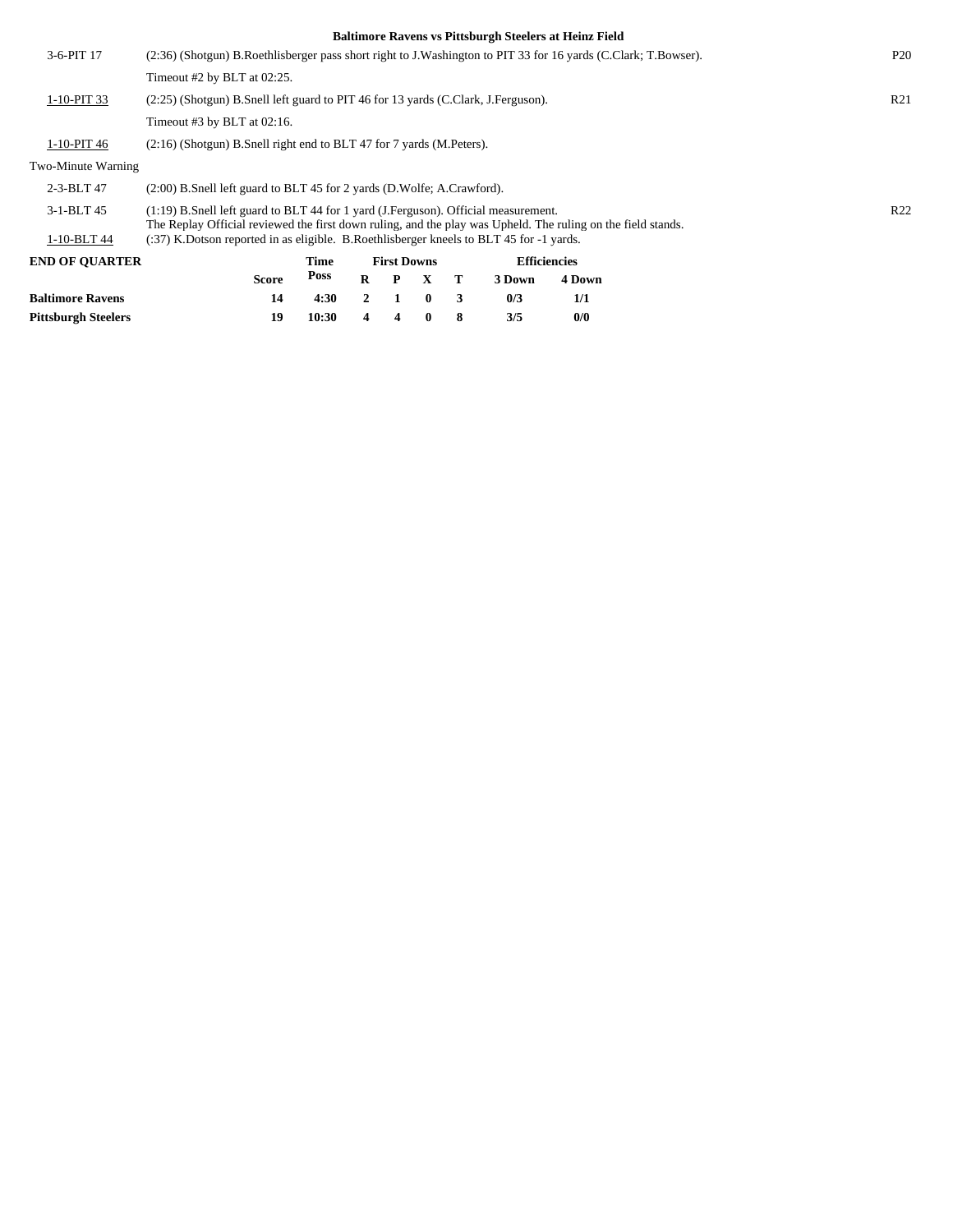**Baltimore Ravens vs Pittsburgh Steelers at Heinz Field**

| Down | Play | |
|---|---|---|
| 3-6-PIT 17 | (2:36) (Shotgun) B.Roethlisberger pass short right to J.Washington to PIT 33 for 16 yards (C.Clark; T.Bowser). | P20 |
| | Timeout #2 by BLT at 02:25. | |
| 1-10-PIT 33 | (2:25) (Shotgun) B.Snell left guard to PIT 46 for 13 yards (C.Clark, J.Ferguson). | R21 |
| | Timeout #3 by BLT at 02:16. | |
| 1-10-PIT 46 | (2:16) (Shotgun) B.Snell right end to BLT 47 for 7 yards (M.Peters). | |
| Two-Minute Warning | | |
| 2-3-BLT 47 | (2:00) B.Snell left guard to BLT 45 for 2 yards (D.Wolfe; A.Crawford). | |
| 3-1-BLT 45 | (1:19) B.Snell left guard to BLT 44 for 1 yard (J.Ferguson). Official measurement. The Replay Official reviewed the first down ruling, and the play was Upheld. The ruling on the field stands. | R22 |
| 1-10-BLT 44 | (:37) K.Dotson reported in as eligible. B.Roethlisberger kneels to BLT 45 for -1 yards. | |

| END OF QUARTER | Score | Time Poss | First Downs R | P | X | T | Efficiencies 3 Down | 4 Down |
|---|---|---|---|---|---|---|---|---|
| Baltimore Ravens | 14 | 4:30 | 2 | 1 | 0 | 3 | 0/3 | 1/1 |
| Pittsburgh Steelers | 19 | 10:30 | 4 | 4 | 0 | 8 | 3/5 | 0/0 |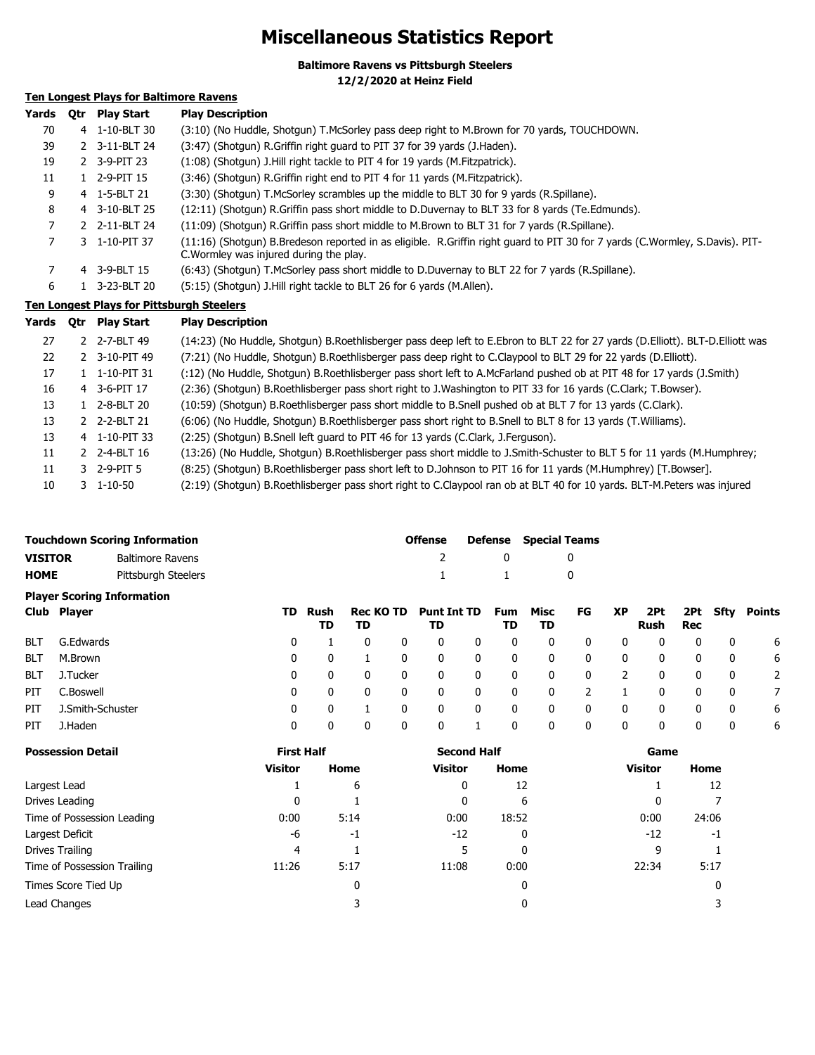# Miscellaneous Statistics Report

**Baltimore Ravens vs Pittsburgh Steelers**
**12/2/2020 at Heinz Field**

### Ten Longest Plays for Baltimore Ravens

| Yards | Qtr | Play Start | Play Description |
|---|---|---|---|
| 70 | 4 | 1-10-BLT 30 | (3:10) (No Huddle, Shotgun) T.McSorley pass deep right to M.Brown for 70 yards, TOUCHDOWN. |
| 39 | 2 | 3-11-BLT 24 | (3:47) (Shotgun) R.Griffin right guard to PIT 37 for 39 yards (J.Haden). |
| 19 | 2 | 3-9-PIT 23 | (1:08) (Shotgun) J.Hill right tackle to PIT 4 for 19 yards (M.Fitzpatrick). |
| 11 | 1 | 2-9-PIT 15 | (3:46) (Shotgun) R.Griffin right end to PIT 4 for 11 yards (M.Fitzpatrick). |
| 9 | 4 | 1-5-BLT 21 | (3:30) (Shotgun) T.McSorley scrambles up the middle to BLT 30 for 9 yards (R.Spillane). |
| 8 | 4 | 3-10-BLT 25 | (12:11) (Shotgun) R.Griffin pass short middle to D.Duvernay to BLT 33 for 8 yards (Te.Edmunds). |
| 7 | 2 | 2-11-BLT 24 | (11:09) (Shotgun) R.Griffin pass short middle to M.Brown to BLT 31 for 7 yards (R.Spillane). |
| 7 | 3 | 1-10-PIT 37 | (11:16) (Shotgun) B.Bredeson reported in as eligible. R.Griffin right guard to PIT 30 for 7 yards (C.Wormley, S.Davis). PIT-C.Wormley was injured during the play. |
| 7 | 4 | 3-9-BLT 15 | (6:43) (Shotgun) T.McSorley pass short middle to D.Duvernay to BLT 22 for 7 yards (R.Spillane). |
| 6 | 1 | 3-23-BLT 20 | (5:15) (Shotgun) J.Hill right tackle to BLT 26 for 6 yards (M.Allen). |

### Ten Longest Plays for Pittsburgh Steelers

| Yards | Qtr | Play Start | Play Description |
|---|---|---|---|
| 27 | 2 | 2-7-BLT 49 | (14:23) (No Huddle, Shotgun) B.Roethlisberger pass deep left to E.Ebron to BLT 22 for 27 yards (D.Elliott). BLT-D.Elliott was |
| 22 | 2 | 3-10-PIT 49 | (7:21) (No Huddle, Shotgun) B.Roethlisberger pass deep right to C.Claypool to BLT 29 for 22 yards (D.Elliott). |
| 17 | 1 | 1-10-PIT 31 | (:12) (No Huddle, Shotgun) B.Roethlisberger pass short left to A.McFarland pushed ob at PIT 48 for 17 yards (J.Smith) |
| 16 | 4 | 3-6-PIT 17 | (2:36) (Shotgun) B.Roethlisberger pass short right to J.Washington to PIT 33 for 16 yards (C.Clark; T.Bowser). |
| 13 | 1 | 2-8-BLT 20 | (10:59) (Shotgun) B.Roethlisberger pass short middle to B.Snell pushed ob at BLT 7 for 13 yards (C.Clark). |
| 13 | 2 | 2-2-BLT 21 | (6:06) (No Huddle, Shotgun) B.Roethlisberger pass short right to B.Snell to BLT 8 for 13 yards (T.Williams). |
| 13 | 4 | 1-10-PIT 33 | (2:25) (Shotgun) B.Snell left guard to PIT 46 for 13 yards (C.Clark, J.Ferguson). |
| 11 | 2 | 2-4-BLT 16 | (13:26) (No Huddle, Shotgun) B.Roethlisberger pass short middle to J.Smith-Schuster to BLT 5 for 11 yards (M.Humphrey; |
| 11 | 3 | 2-9-PIT 5 | (8:25) (Shotgun) B.Roethlisberger pass short left to D.Johnson to PIT 16 for 11 yards (M.Humphrey) [T.Bowser]. |
| 10 | 3 | 1-10-50 | (2:19) (Shotgun) B.Roethlisberger pass short right to C.Claypool ran ob at BLT 40 for 10 yards. BLT-M.Peters was injured |

### Touchdown Scoring Information

| | | Offense | Defense | Special Teams |
|---|---|---|---|---|
| **VISITOR** | Baltimore Ravens | 2 | 0 | 0 |
| **HOME** | Pittsburgh Steelers | 1 | 1 | 0 |

### Player Scoring Information

| Club | Player | TD | Rush TD | Rec TD | KO TD | Punt TD | Int TD | Fum TD | Misc TD | FG | XP | 2Pt Rush | 2Pt Rec | Sfty | Points |
|---|---|---|---|---|---|---|---|---|---|---|---|---|---|---|---|
| BLT | G.Edwards | 0 | 1 | 0 | 0 | 0 | 0 | 0 | 0 | 0 | 0 | 0 | 0 | 0 | 6 |
| BLT | M.Brown | 0 | 0 | 1 | 0 | 0 | 0 | 0 | 0 | 0 | 0 | 0 | 0 | 0 | 6 |
| BLT | J.Tucker | 0 | 0 | 0 | 0 | 0 | 0 | 0 | 0 | 0 | 2 | 0 | 0 | 0 | 2 |
| PIT | C.Boswell | 0 | 0 | 0 | 0 | 0 | 0 | 0 | 0 | 2 | 1 | 0 | 0 | 0 | 7 |
| PIT | J.Smith-Schuster | 0 | 0 | 1 | 0 | 0 | 0 | 0 | 0 | 0 | 0 | 0 | 0 | 0 | 6 |
| PIT | J.Haden | 0 | 0 | 0 | 0 | 0 | 1 | 0 | 0 | 0 | 0 | 0 | 0 | 0 | 6 |

### Possession Detail

| | First Half | | Second Half | | Game | |
|---|---|---|---|---|---|---|
| | Visitor | Home | Visitor | Home | Visitor | Home |
| Largest Lead | 1 | 6 | 0 | 12 | 1 | 12 |
| Drives Leading | 0 | 1 | 0 | 6 | 0 | 7 |
| Time of Possession Leading | 0:00 | 5:14 | 0:00 | 18:52 | 0:00 | 24:06 |
| Largest Deficit | -6 | -1 | -12 | 0 | -12 | -1 |
| Drives Trailing | 4 | 1 | 5 | 0 | 9 | 1 |
| Time of Possession Trailing | 11:26 | 5:17 | 11:08 | 0:00 | 22:34 | 5:17 |
| Times Score Tied Up | | 0 | | 0 | | 0 |
| Lead Changes | | 3 | | 0 | | 3 |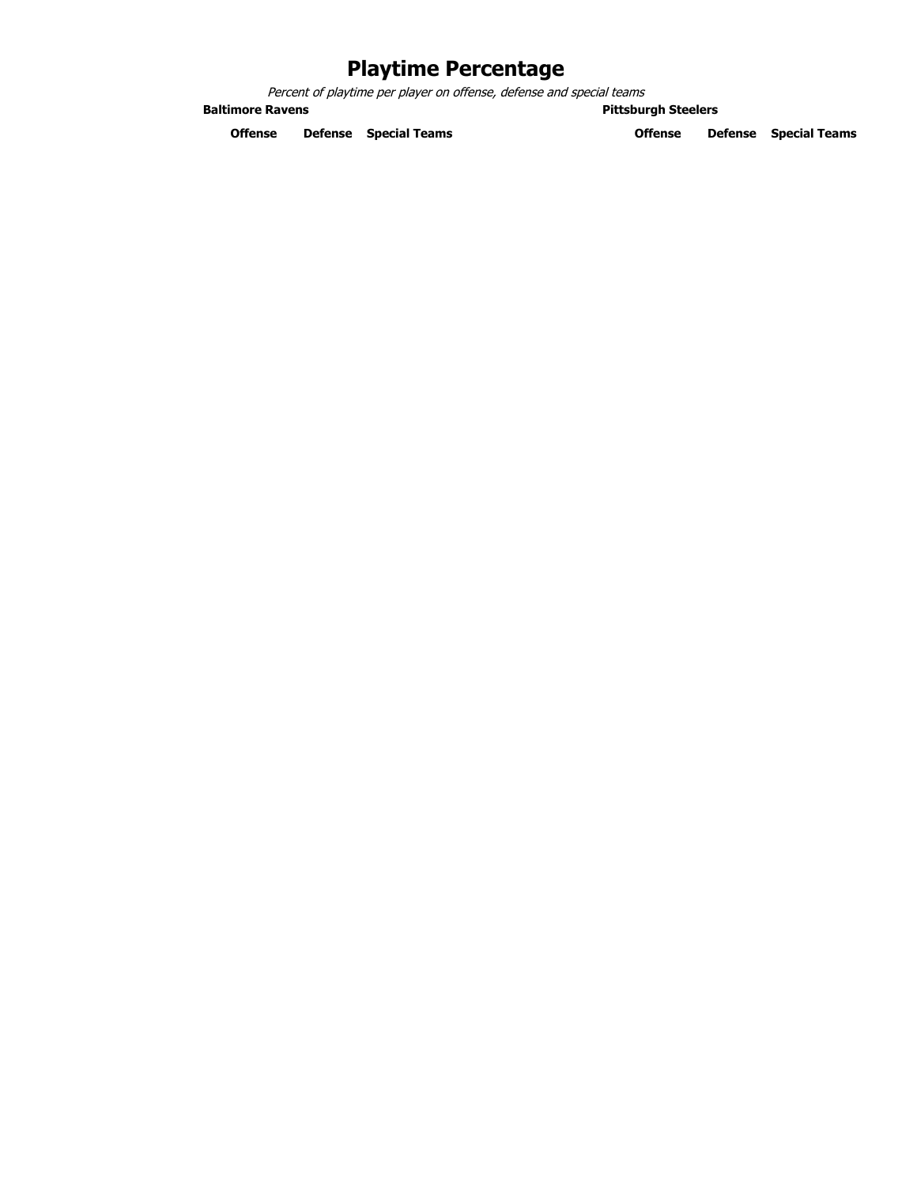# Playtime Percentage

*Percent of playtime per player on offense, defense and special teams*

| Baltimore Ravens | | | | Pittsburgh Steelers | | |
|---|---|---|---|---|---|---|
| Offense | Defense | Special Teams | | Offense | Defense | Special Teams |